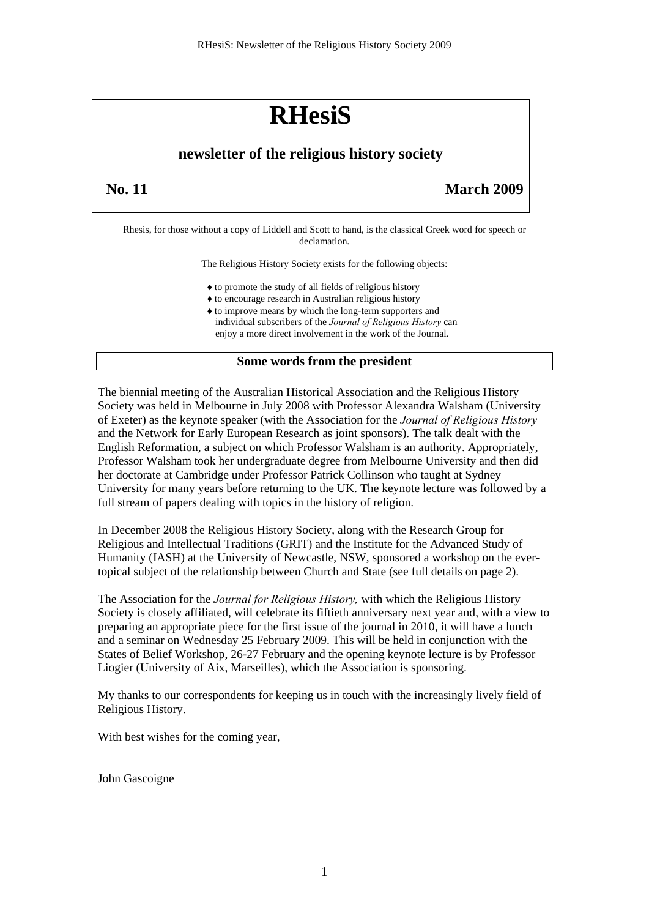# RHesiS

## newsletter of the religious history society

**No. 11** **March 2009**

Rhesis, for those without a copy of Liddell and Scott to hand, is the classical Greek word for speech or declamation.

The Religious History Society exists for the following objects:

- to promote the study of all fields of religious history
- to encourage research in Australian religious history
- to improve means by which the long-term supporters and individual subscribers of the *Journal of Religious History* can enjoy a more direct involvement in the work of the Journal.

### Some words from the president

The biennial meeting of the Australian Historical Association and the Religious History Society was held in Melbourne in July 2008 with Professor Alexandra Walsham (University of Exeter) as the keynote speaker (with the Association for the *Journal of Religious History* and the Network for Early European Research as joint sponsors). The talk dealt with the English Reformation, a subject on which Professor Walsham is an authority. Appropriately, Professor Walsham took her undergraduate degree from Melbourne University and then did her doctorate at Cambridge under Professor Patrick Collinson who taught at Sydney University for many years before returning to the UK. The keynote lecture was followed by a full stream of papers dealing with topics in the history of religion.

In December 2008 the Religious History Society, along with the Research Group for Religious and Intellectual Traditions (GRIT) and the Institute for the Advanced Study of Humanity (IASH) at the University of Newcastle, NSW, sponsored a workshop on the ever-topical subject of the relationship between Church and State (see full details on page 2).

The Association for the *Journal for Religious History,* with which the Religious History Society is closely affiliated, will celebrate its fiftieth anniversary next year and, with a view to preparing an appropriate piece for the first issue of the journal in 2010, it will have a lunch and a seminar on Wednesday 25 February 2009. This will be held in conjunction with the States of Belief Workshop, 26-27 February and the opening keynote lecture is by Professor Liogier (University of Aix, Marseilles), which the Association is sponsoring.

My thanks to our correspondents for keeping us in touch with the increasingly lively field of Religious History.

With best wishes for the coming year,

John Gascoigne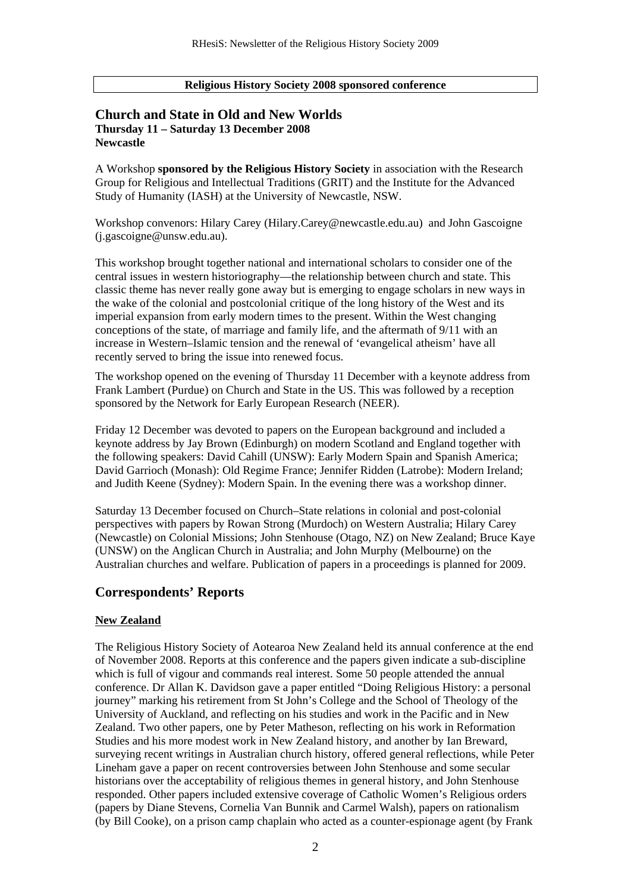**Religious History Society 2008 sponsored conference**

## Church and State in Old and New Worlds

**Thursday 11 – Saturday 13 December 2008**
**Newcastle**

A Workshop **sponsored by the Religious History Society** in association with the Research Group for Religious and Intellectual Traditions (GRIT) and the Institute for the Advanced Study of Humanity (IASH) at the University of Newcastle, NSW.

Workshop convenors: Hilary Carey (Hilary.Carey@newcastle.edu.au) and John Gascoigne (j.gascoigne@unsw.edu.au).

This workshop brought together national and international scholars to consider one of the central issues in western historiography—the relationship between church and state. This classic theme has never really gone away but is emerging to engage scholars in new ways in the wake of the colonial and postcolonial critique of the long history of the West and its imperial expansion from early modern times to the present. Within the West changing conceptions of the state, of marriage and family life, and the aftermath of 9/11 with an increase in Western–Islamic tension and the renewal of 'evangelical atheism' have all recently served to bring the issue into renewed focus.

The workshop opened on the evening of Thursday 11 December with a keynote address from Frank Lambert (Purdue) on Church and State in the US. This was followed by a reception sponsored by the Network for Early European Research (NEER).

Friday 12 December was devoted to papers on the European background and included a keynote address by Jay Brown (Edinburgh) on modern Scotland and England together with the following speakers: David Cahill (UNSW): Early Modern Spain and Spanish America; David Garrioch (Monash): Old Regime France; Jennifer Ridden (Latrobe): Modern Ireland; and Judith Keene (Sydney): Modern Spain. In the evening there was a workshop dinner.

Saturday 13 December focused on Church–State relations in colonial and post-colonial perspectives with papers by Rowan Strong (Murdoch) on Western Australia; Hilary Carey (Newcastle) on Colonial Missions; John Stenhouse (Otago, NZ) on New Zealand; Bruce Kaye (UNSW) on the Anglican Church in Australia; and John Murphy (Melbourne) on the Australian churches and welfare. Publication of papers in a proceedings is planned for 2009.

## Correspondents' Reports

### New Zealand

The Religious History Society of Aotearoa New Zealand held its annual conference at the end of November 2008. Reports at this conference and the papers given indicate a sub-discipline which is full of vigour and commands real interest. Some 50 people attended the annual conference. Dr Allan K. Davidson gave a paper entitled "Doing Religious History: a personal journey" marking his retirement from St John's College and the School of Theology of the University of Auckland, and reflecting on his studies and work in the Pacific and in New Zealand. Two other papers, one by Peter Matheson, reflecting on his work in Reformation Studies and his more modest work in New Zealand history, and another by Ian Breward, surveying recent writings in Australian church history, offered general reflections, while Peter Lineham gave a paper on recent controversies between John Stenhouse and some secular historians over the acceptability of religious themes in general history, and John Stenhouse responded. Other papers included extensive coverage of Catholic Women's Religious orders (papers by Diane Stevens, Cornelia Van Bunnik and Carmel Walsh), papers on rationalism (by Bill Cooke), on a prison camp chaplain who acted as a counter-espionage agent (by Frank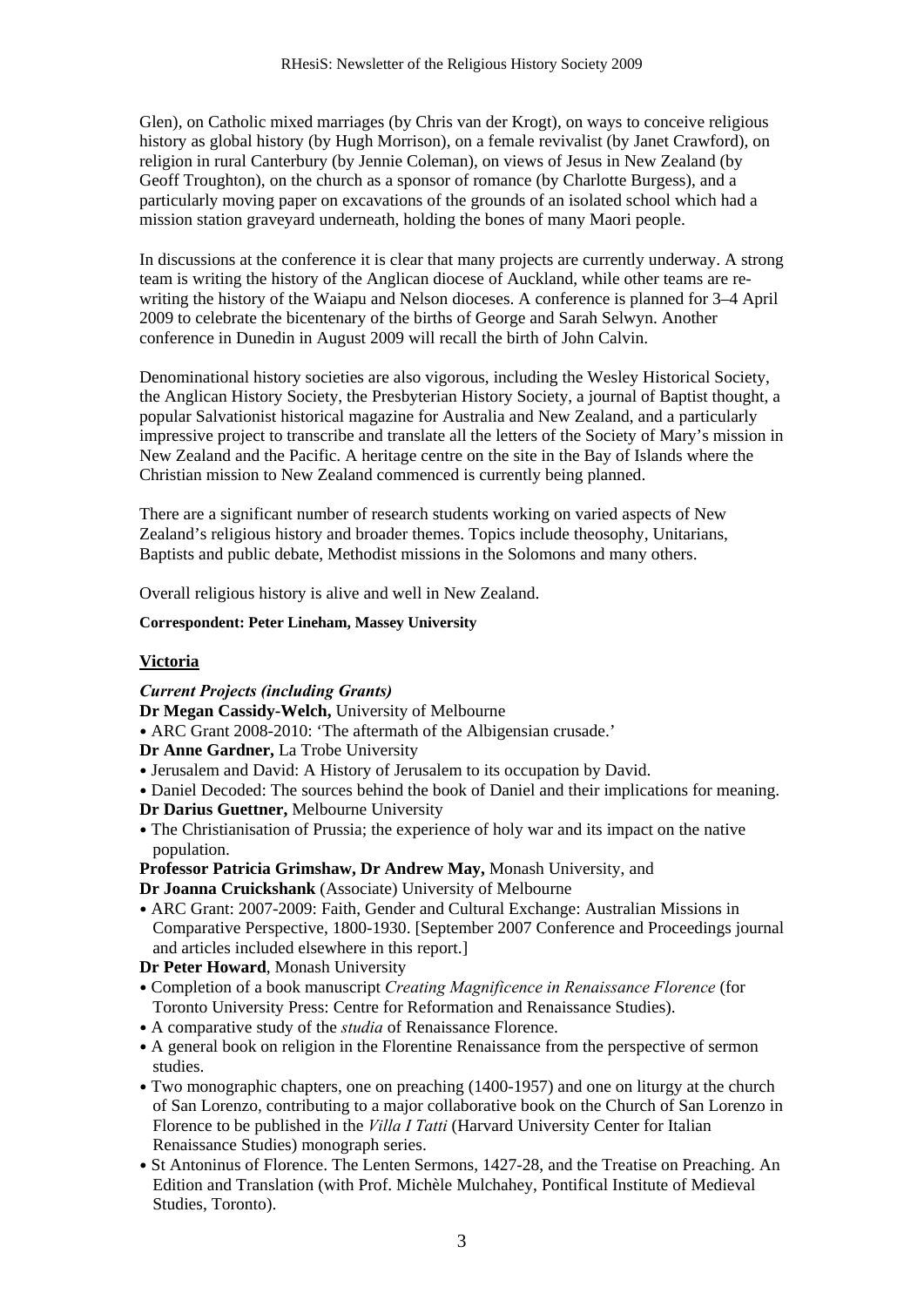Glen), on Catholic mixed marriages (by Chris van der Krogt), on ways to conceive religious history as global history (by Hugh Morrison), on a female revivalist (by Janet Crawford), on religion in rural Canterbury (by Jennie Coleman), on views of Jesus in New Zealand (by Geoff Troughton), on the church as a sponsor of romance (by Charlotte Burgess), and a particularly moving paper on excavations of the grounds of an isolated school which had a mission station graveyard underneath, holding the bones of many Maori people.

In discussions at the conference it is clear that many projects are currently underway. A strong team is writing the history of the Anglican diocese of Auckland, while other teams are re-writing the history of the Waiapu and Nelson dioceses. A conference is planned for 3–4 April 2009 to celebrate the bicentenary of the births of George and Sarah Selwyn. Another conference in Dunedin in August 2009 will recall the birth of John Calvin.

Denominational history societies are also vigorous, including the Wesley Historical Society, the Anglican History Society, the Presbyterian History Society, a journal of Baptist thought, a popular Salvationist historical magazine for Australia and New Zealand, and a particularly impressive project to transcribe and translate all the letters of the Society of Mary's mission in New Zealand and the Pacific. A heritage centre on the site in the Bay of Islands where the Christian mission to New Zealand commenced is currently being planned.

There are a significant number of research students working on varied aspects of New Zealand's religious history and broader themes. Topics include theosophy, Unitarians, Baptists and public debate, Methodist missions in the Solomons and many others.

Overall religious history is alive and well in New Zealand.

**Correspondent: Peter Lineham, Massey University**

## Victoria

### *Current Projects (including Grants)*

**Dr Megan Cassidy-Welch,** University of Melbourne
- ARC Grant 2008-2010: 'The aftermath of the Albigensian crusade.'

**Dr Anne Gardner,** La Trobe University
- Jerusalem and David: A History of Jerusalem to its occupation by David.
- Daniel Decoded: The sources behind the book of Daniel and their implications for meaning.

**Dr Darius Guettner,** Melbourne University
- The Christianisation of Prussia; the experience of holy war and its impact on the native population.

**Professor Patricia Grimshaw, Dr Andrew May,** Monash University, and
**Dr Joanna Cruickshank** (Associate) University of Melbourne
- ARC Grant: 2007-2009: Faith, Gender and Cultural Exchange: Australian Missions in Comparative Perspective, 1800-1930. [September 2007 Conference and Proceedings journal and articles included elsewhere in this report.]

**Dr Peter Howard**, Monash University
- Completion of a book manuscript *Creating Magnificence in Renaissance Florence* (for Toronto University Press: Centre for Reformation and Renaissance Studies).
- A comparative study of the *studia* of Renaissance Florence.
- A general book on religion in the Florentine Renaissance from the perspective of sermon studies.
- Two monographic chapters, one on preaching (1400-1957) and one on liturgy at the church of San Lorenzo, contributing to a major collaborative book on the Church of San Lorenzo in Florence to be published in the *Villa I Tatti* (Harvard University Center for Italian Renaissance Studies) monograph series.
- St Antoninus of Florence. The Lenten Sermons, 1427-28, and the Treatise on Preaching. An Edition and Translation (with Prof. Michèle Mulchahey, Pontifical Institute of Medieval Studies, Toronto).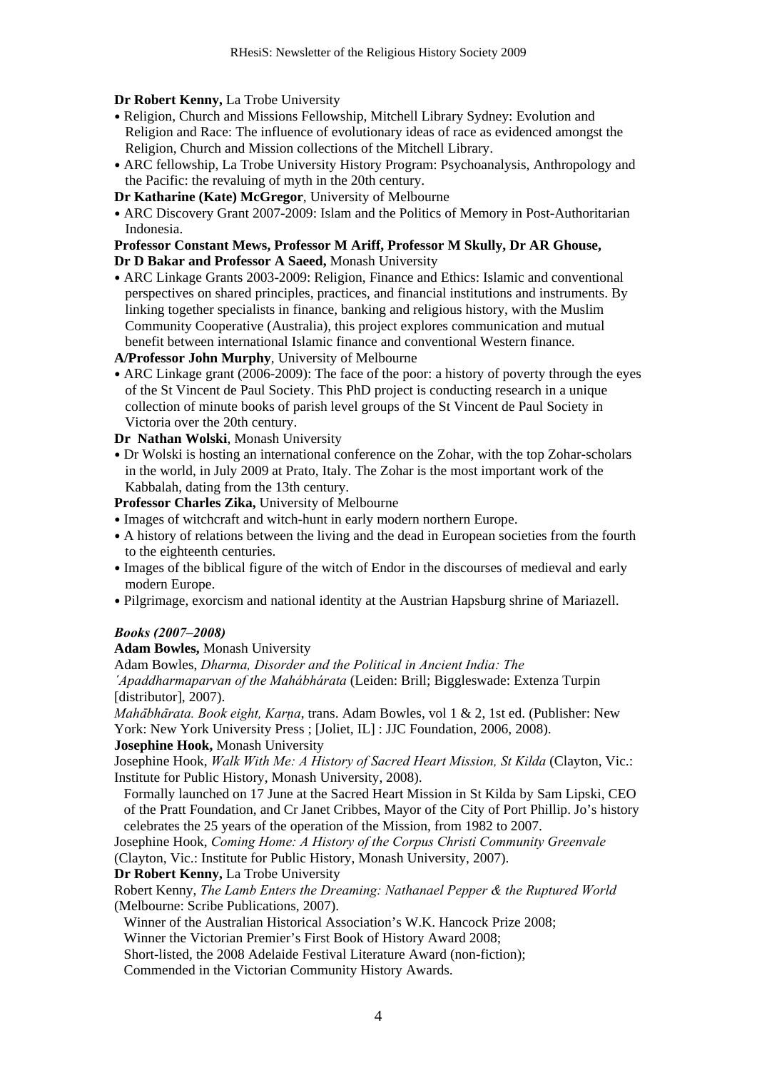**Dr Robert Kenny,** La Trobe University

- Religion, Church and Missions Fellowship, Mitchell Library Sydney: Evolution and Religion and Race: The influence of evolutionary ideas of race as evidenced amongst the Religion, Church and Mission collections of the Mitchell Library.
- ARC fellowship, La Trobe University History Program: Psychoanalysis, Anthropology and the Pacific: the revaluing of myth in the 20th century.

**Dr Katharine (Kate) McGregor**, University of Melbourne

- ARC Discovery Grant 2007-2009: Islam and the Politics of Memory in Post-Authoritarian Indonesia.

**Professor Constant Mews, Professor M Ariff, Professor M Skully, Dr AR Ghouse, Dr D Bakar and Professor A Saeed,** Monash University

- ARC Linkage Grants 2003-2009: Religion, Finance and Ethics: Islamic and conventional perspectives on shared principles, practices, and financial institutions and instruments. By linking together specialists in finance, banking and religious history, with the Muslim Community Cooperative (Australia), this project explores communication and mutual benefit between international Islamic finance and conventional Western finance.

**A/Professor John Murphy**, University of Melbourne

- ARC Linkage grant (2006-2009): The face of the poor: a history of poverty through the eyes of the St Vincent de Paul Society. This PhD project is conducting research in a unique collection of minute books of parish level groups of the St Vincent de Paul Society in Victoria over the 20th century.

**Dr Nathan Wolski**, Monash University

- Dr Wolski is hosting an international conference on the Zohar, with the top Zohar-scholars in the world, in July 2009 at Prato, Italy. The Zohar is the most important work of the Kabbalah, dating from the 13th century.

**Professor Charles Zika,** University of Melbourne

- Images of witchcraft and witch-hunt in early modern northern Europe.
- A history of relations between the living and the dead in European societies from the fourth to the eighteenth centuries.
- Images of the biblical figure of the witch of Endor in the discourses of medieval and early modern Europe.
- Pilgrimage, exorcism and national identity at the Austrian Hapsburg shrine of Mariazell.

***Books (2007–2008)***

**Adam Bowles,** Monash University

Adam Bowles, *Dharma, Disorder and the Political in Ancient India: The ´Apaddharmaparvan of the Mahábhárata* (Leiden: Brill; Biggleswade: Extenza Turpin [distributor], 2007).

*Mahābhārata. Book eight, Karṇa*, trans. Adam Bowles, vol 1 & 2, 1st ed. (Publisher: New York: New York University Press ; [Joliet, IL] : JJC Foundation, 2006, 2008).

**Josephine Hook,** Monash University

Josephine Hook, *Walk With Me: A History of Sacred Heart Mission, St Kilda* (Clayton, Vic.: Institute for Public History, Monash University, 2008).

Formally launched on 17 June at the Sacred Heart Mission in St Kilda by Sam Lipski, CEO of the Pratt Foundation, and Cr Janet Cribbes, Mayor of the City of Port Phillip. Jo's history celebrates the 25 years of the operation of the Mission, from 1982 to 2007.

Josephine Hook, *Coming Home: A History of the Corpus Christi Community Greenvale* (Clayton, Vic.: Institute for Public History, Monash University, 2007).

**Dr Robert Kenny,** La Trobe University

Robert Kenny, *The Lamb Enters the Dreaming: Nathanael Pepper & the Ruptured World* (Melbourne: Scribe Publications, 2007).

Winner of the Australian Historical Association's W.K. Hancock Prize 2008;
Winner the Victorian Premier's First Book of History Award 2008;
Short-listed, the 2008 Adelaide Festival Literature Award (non-fiction);
Commended in the Victorian Community History Awards.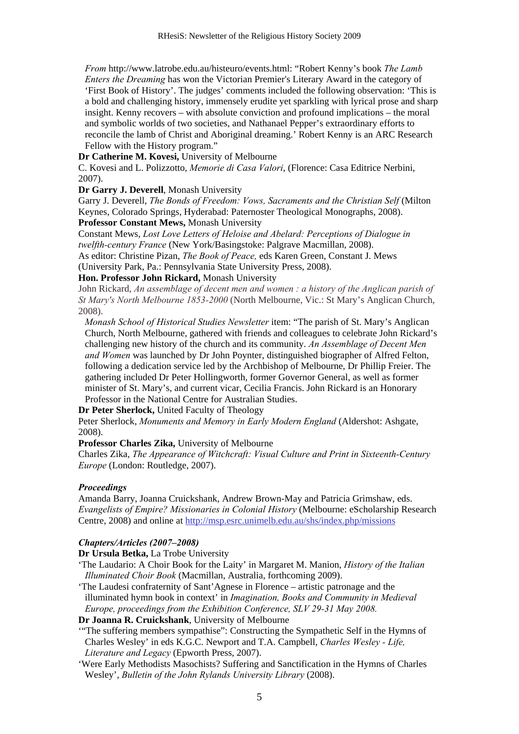*From* http://www.latrobe.edu.au/histeuro/events.html: "Robert Kenny's book *The Lamb Enters the Dreaming* has won the Victorian Premier's Literary Award in the category of 'First Book of History'. The judges' comments included the following observation: 'This is a bold and challenging history, immensely erudite yet sparkling with lyrical prose and sharp insight. Kenny recovers – with absolute conviction and profound implications – the moral and symbolic worlds of two societies, and Nathanael Pepper's extraordinary efforts to reconcile the lamb of Christ and Aboriginal dreaming.' Robert Kenny is an ARC Research Fellow with the History program."

**Dr Catherine M. Kovesi,** University of Melbourne

C. Kovesi and L. Polizzotto, *Memorie di Casa Valori*, (Florence: Casa Editrice Nerbini, 2007).

**Dr Garry J. Deverell**, Monash University

Garry J. Deverell, *The Bonds of Freedom: Vows, Sacraments and the Christian Self* (Milton Keynes, Colorado Springs, Hyderabad: Paternoster Theological Monographs, 2008).

**Professor Constant Mews,** Monash University

Constant Mews, *Lost Love Letters of Heloise and Abelard: Perceptions of Dialogue in twelfth-century France* (New York/Basingstoke: Palgrave Macmillan, 2008).

As editor: Christine Pizan, *The Book of Peace,* eds Karen Green, Constant J. Mews (University Park, Pa.: Pennsylvania State University Press, 2008).

**Hon. Professor John Rickard,** Monash University

John Rickard, *An assemblage of decent men and women : a history of the Anglican parish of St Mary's North Melbourne 1853-2000* (North Melbourne, Vic.: St Mary's Anglican Church, 2008).

*Monash School of Historical Studies Newsletter* item: "The parish of St. Mary's Anglican Church, North Melbourne, gathered with friends and colleagues to celebrate John Rickard's challenging new history of the church and its community. *An Assemblage of Decent Men and Women* was launched by Dr John Poynter, distinguished biographer of Alfred Felton, following a dedication service led by the Archbishop of Melbourne, Dr Phillip Freier. The gathering included Dr Peter Hollingworth, former Governor General, as well as former minister of St. Mary's, and current vicar, Cecilia Francis. John Rickard is an Honorary Professor in the National Centre for Australian Studies.

**Dr Peter Sherlock,** United Faculty of Theology

Peter Sherlock, *Monuments and Memory in Early Modern England* (Aldershot: Ashgate, 2008).

**Professor Charles Zika,** University of Melbourne

Charles Zika, *The Appearance of Witchcraft: Visual Culture and Print in Sixteenth-Century Europe* (London: Routledge, 2007).

***Proceedings***

Amanda Barry, Joanna Cruickshank, Andrew Brown-May and Patricia Grimshaw, eds. *Evangelists of Empire? Missionaries in Colonial History* (Melbourne: eScholarship Research Centre, 2008) and online at http://msp.esrc.unimelb.edu.au/shs/index.php/missions

***Chapters/Articles (2007–2008)***

**Dr Ursula Betka,** La Trobe University

'The Laudario: A Choir Book for the Laity' in Margaret M. Manion, *History of the Italian Illuminated Choir Book* (Macmillan, Australia, forthcoming 2009).

'The Laudesi confraternity of Sant'Agnese in Florence – artistic patronage and the illuminated hymn book in context' in *Imagination, Books and Community in Medieval Europe, proceedings from the Exhibition Conference, SLV 29-31 May 2008.*

**Dr Joanna R. Cruickshank**, University of Melbourne

'"The suffering members sympathise": Constructing the Sympathetic Self in the Hymns of Charles Wesley' in eds K.G.C. Newport and T.A. Campbell, *Charles Wesley - Life, Literature and Legacy* (Epworth Press, 2007).

'Were Early Methodists Masochists? Suffering and Sanctification in the Hymns of Charles Wesley', *Bulletin of the John Rylands University Library* (2008).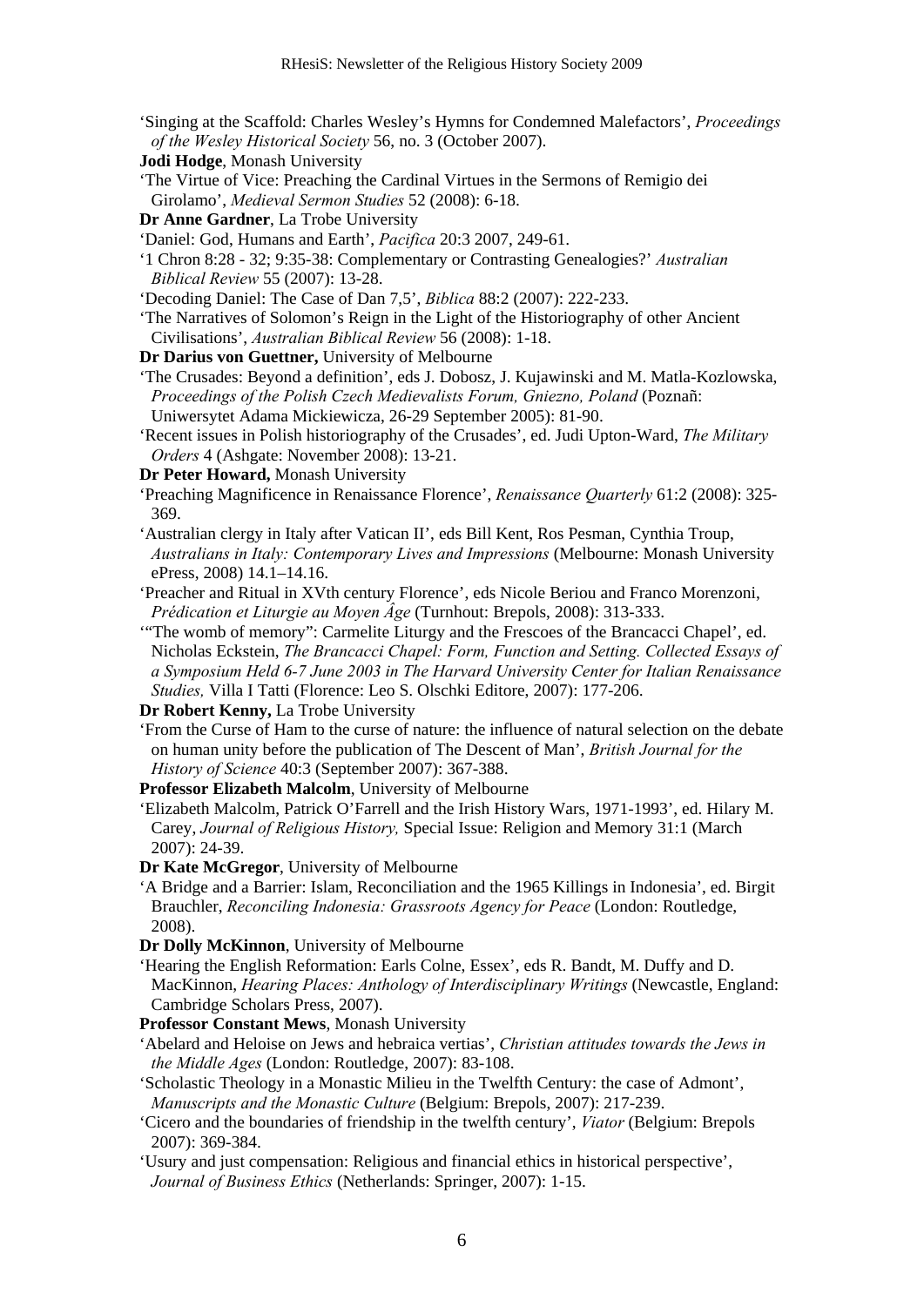'Singing at the Scaffold: Charles Wesley's Hymns for Condemned Malefactors', *Proceedings of the Wesley Historical Society* 56, no. 3 (October 2007).

**Jodi Hodge**, Monash University

'The Virtue of Vice: Preaching the Cardinal Virtues in the Sermons of Remigio dei Girolamo', *Medieval Sermon Studies* 52 (2008): 6-18.

**Dr Anne Gardner**, La Trobe University

'Daniel: God, Humans and Earth', *Pacifica* 20:3 2007, 249-61.

'1 Chron 8:28 - 32; 9:35-38: Complementary or Contrasting Genealogies?' *Australian Biblical Review* 55 (2007): 13-28.

'Decoding Daniel: The Case of Dan 7,5', *Biblica* 88:2 (2007): 222-233.

'The Narratives of Solomon's Reign in the Light of the Historiography of other Ancient Civilisations', *Australian Biblical Review* 56 (2008): 1-18.

**Dr Darius von Guettner,** University of Melbourne

'The Crusades: Beyond a definition', eds J. Dobosz, J. Kujawinski and M. Matla-Kozlowska, *Proceedings of the Polish Czech Medievalists Forum, Gniezno, Poland* (Poznañ: Uniwersytet Adama Mickiewicza, 26-29 September 2005): 81-90.

'Recent issues in Polish historiography of the Crusades', ed. Judi Upton-Ward, *The Military Orders* 4 (Ashgate: November 2008): 13-21.

**Dr Peter Howard,** Monash University

'Preaching Magnificence in Renaissance Florence', *Renaissance Quarterly* 61:2 (2008): 325-369.

'Australian clergy in Italy after Vatican II', eds Bill Kent, Ros Pesman, Cynthia Troup, *Australians in Italy: Contemporary Lives and Impressions* (Melbourne: Monash University ePress, 2008) 14.1–14.16.

'Preacher and Ritual in XVth century Florence', eds Nicole Beriou and Franco Morenzoni, *Prédication et Liturgie au Moyen Âge* (Turnhout: Brepols, 2008): 313-333.

'"The womb of memory": Carmelite Liturgy and the Frescoes of the Brancacci Chapel', ed. Nicholas Eckstein, *The Brancacci Chapel: Form, Function and Setting. Collected Essays of a Symposium Held 6-7 June 2003 in The Harvard University Center for Italian Renaissance Studies,* Villa I Tatti (Florence: Leo S. Olschki Editore, 2007): 177-206.

**Dr Robert Kenny,** La Trobe University

'From the Curse of Ham to the curse of nature: the influence of natural selection on the debate on human unity before the publication of The Descent of Man', *British Journal for the History of Science* 40:3 (September 2007): 367-388.

**Professor Elizabeth Malcolm**, University of Melbourne

'Elizabeth Malcolm, Patrick O'Farrell and the Irish History Wars, 1971-1993', ed. Hilary M. Carey, *Journal of Religious History,* Special Issue: Religion and Memory 31:1 (March 2007): 24-39.

**Dr Kate McGregor**, University of Melbourne

'A Bridge and a Barrier: Islam, Reconciliation and the 1965 Killings in Indonesia', ed. Birgit Brauchler, *Reconciling Indonesia: Grassroots Agency for Peace* (London: Routledge, 2008).

**Dr Dolly McKinnon**, University of Melbourne

'Hearing the English Reformation: Earls Colne, Essex', eds R. Bandt, M. Duffy and D. MacKinnon, *Hearing Places: Anthology of Interdisciplinary Writings* (Newcastle, England: Cambridge Scholars Press, 2007).

**Professor Constant Mews**, Monash University

'Abelard and Heloise on Jews and hebraica vertias', *Christian attitudes towards the Jews in the Middle Ages* (London: Routledge, 2007): 83-108.

'Scholastic Theology in a Monastic Milieu in the Twelfth Century: the case of Admont', *Manuscripts and the Monastic Culture* (Belgium: Brepols, 2007): 217-239.

'Cicero and the boundaries of friendship in the twelfth century', *Viator* (Belgium: Brepols 2007): 369-384.

'Usury and just compensation: Religious and financial ethics in historical perspective', *Journal of Business Ethics* (Netherlands: Springer, 2007): 1-15.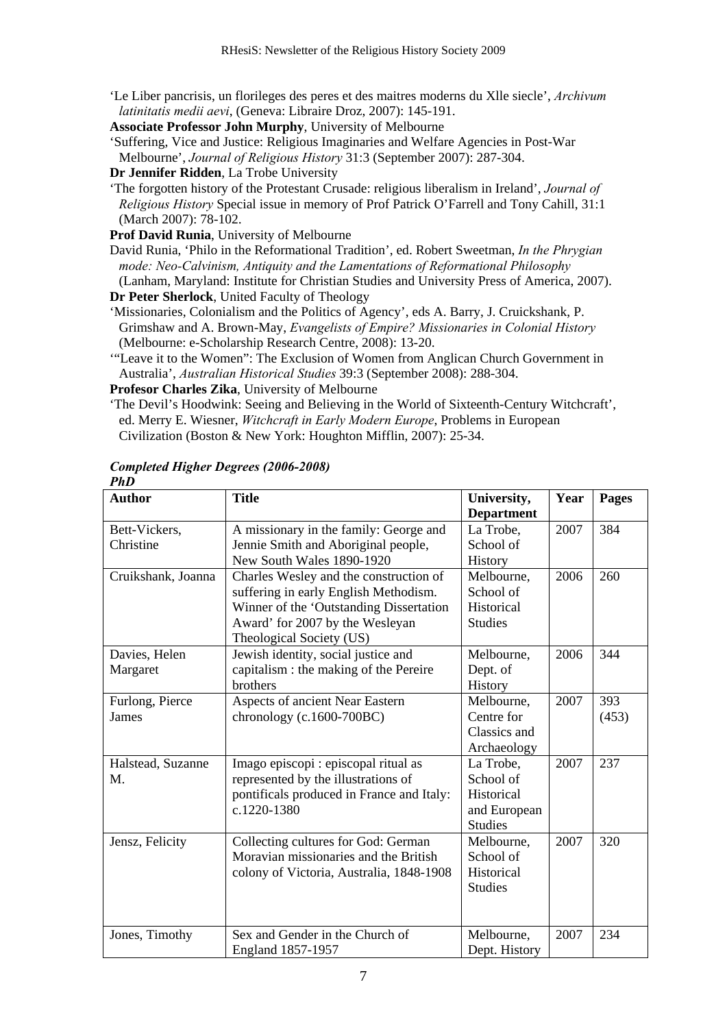'Le Liber pancrisis, un florileges des peres et des maitres moderns du XIIe siecle', *Archivum latinitatis medii aevi*, (Geneva: Libraire Droz, 2007): 145-191.

**Associate Professor John Murphy**, University of Melbourne

'Suffering, Vice and Justice: Religious Imaginaries and Welfare Agencies in Post-War Melbourne', *Journal of Religious History* 31:3 (September 2007): 287-304.

**Dr Jennifer Ridden**, La Trobe University

'The forgotten history of the Protestant Crusade: religious liberalism in Ireland', *Journal of Religious History* Special issue in memory of Prof Patrick O'Farrell and Tony Cahill, 31:1 (March 2007): 78-102.

**Prof David Runia**, University of Melbourne

David Runia, 'Philo in the Reformational Tradition', ed. Robert Sweetman, *In the Phrygian mode: Neo-Calvinism, Antiquity and the Lamentations of Reformational Philosophy* (Lanham, Maryland: Institute for Christian Studies and University Press of America, 2007).

**Dr Peter Sherlock**, United Faculty of Theology

'Missionaries, Colonialism and the Politics of Agency', eds A. Barry, J. Cruickshank, P. Grimshaw and A. Brown-May, *Evangelists of Empire? Missionaries in Colonial History* (Melbourne: e-Scholarship Research Centre, 2008): 13-20.

'"Leave it to the Women": The Exclusion of Women from Anglican Church Government in Australia', *Australian Historical Studies* 39:3 (September 2008): 288-304.

**Profesor Charles Zika**, University of Melbourne

'The Devil's Hoodwink: Seeing and Believing in the World of Sixteenth-Century Witchcraft', ed. Merry E. Wiesner, *Witchcraft in Early Modern Europe*, Problems in European Civilization (Boston & New York: Houghton Mifflin, 2007): 25-34.

***Completed Higher Degrees (2006-2008)***

***PhD***

| Author | Title | University, Department | Year | Pages |
|---|---|---|---|---|
| Bett-Vickers, Christine | A missionary in the family: George and Jennie Smith and Aboriginal people, New South Wales 1890-1920 | La Trobe, School of History | 2007 | 384 |
| Cruikshank, Joanna | Charles Wesley and the construction of suffering in early English Methodism. Winner of the 'Outstanding Dissertation Award' for 2007 by the Wesleyan Theological Society (US) | Melbourne, School of Historical Studies | 2006 | 260 |
| Davies, Helen Margaret | Jewish identity, social justice and capitalism : the making of the Pereire brothers | Melbourne, Dept. of History | 2006 | 344 |
| Furlong, Pierce James | Aspects of ancient Near Eastern chronology (c.1600-700BC) | Melbourne, Centre for Classics and Archaeology | 2007 | 393 (453) |
| Halstead, Suzanne M. | Imago episcopi : episcopal ritual as represented by the illustrations of pontificals produced in France and Italy: c.1220-1380 | La Trobe, School of Historical and European Studies | 2007 | 237 |
| Jensz, Felicity | Collecting cultures for God: German Moravian missionaries and the British colony of Victoria, Australia, 1848-1908 | Melbourne, School of Historical Studies | 2007 | 320 |
| Jones, Timothy | Sex and Gender in the Church of England 1857-1957 | Melbourne, Dept. History | 2007 | 234 |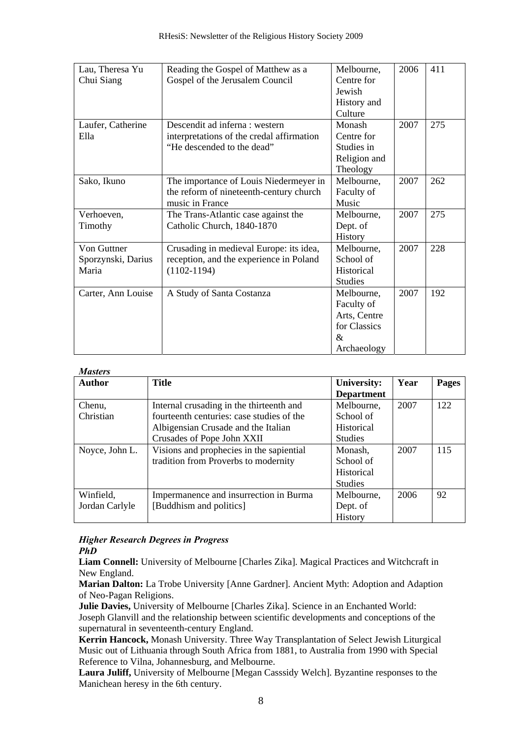| | | | | |
|---|---|---|---|---|
| Lau, Theresa Yu Chui Siang | Reading the Gospel of Matthew as a Gospel of the Jerusalem Council | Melbourne, Centre for Jewish History and Culture | 2006 | 411 |
| Laufer, Catherine Ella | Descendit ad inferna : western interpretations of the credal affirmation "He descended to the dead" | Monash Centre for Studies in Religion and Theology | 2007 | 275 |
| Sako, Ikuno | The importance of Louis Niedermeyer in the reform of nineteenth-century church music in France | Melbourne, Faculty of Music | 2007 | 262 |
| Verhoeven, Timothy | The Trans-Atlantic case against the Catholic Church, 1840-1870 | Melbourne, Dept. of History | 2007 | 275 |
| Von Guttner Sporzynski, Darius Maria | Crusading in medieval Europe: its idea, reception, and the experience in Poland (1102-1194) | Melbourne, School of Historical Studies | 2007 | 228 |
| Carter, Ann Louise | A Study of Santa Costanza | Melbourne, Faculty of Arts, Centre for Classics & Archaeology | 2007 | 192 |

***Masters***

| Author | Title | University: Department | Year | Pages |
|---|---|---|---|---|
| Chenu, Christian | Internal crusading in the thirteenth and fourteenth centuries: case studies of the Albigensian Crusade and the Italian Crusades of Pope John XXII | Melbourne, School of Historical Studies | 2007 | 122 |
| Noyce, John L. | Visions and prophecies in the sapiential tradition from Proverbs to modernity | Monash, School of Historical Studies | 2007 | 115 |
| Winfield, Jordan Carlyle | Impermanence and insurrection in Burma [Buddhism and politics] | Melbourne, Dept. of History | 2006 | 92 |

***Higher Research Degrees in Progress***

***PhD***

**Liam Connell:** University of Melbourne [Charles Zika]. Magical Practices and Witchcraft in New England.

**Marian Dalton:** La Trobe University [Anne Gardner]. Ancient Myth: Adoption and Adaption of Neo-Pagan Religions.

**Julie Davies,** University of Melbourne [Charles Zika]. Science in an Enchanted World: Joseph Glanvill and the relationship between scientific developments and conceptions of the supernatural in seventeenth-century England.

**Kerrin Hancock,** Monash University. Three Way Transplantation of Select Jewish Liturgical Music out of Lithuania through South Africa from 1881, to Australia from 1990 with Special Reference to Vilna, Johannesburg, and Melbourne.

**Laura Juliff,** University of Melbourne [Megan Casssidy Welch]. Byzantine responses to the Manichean heresy in the 6th century.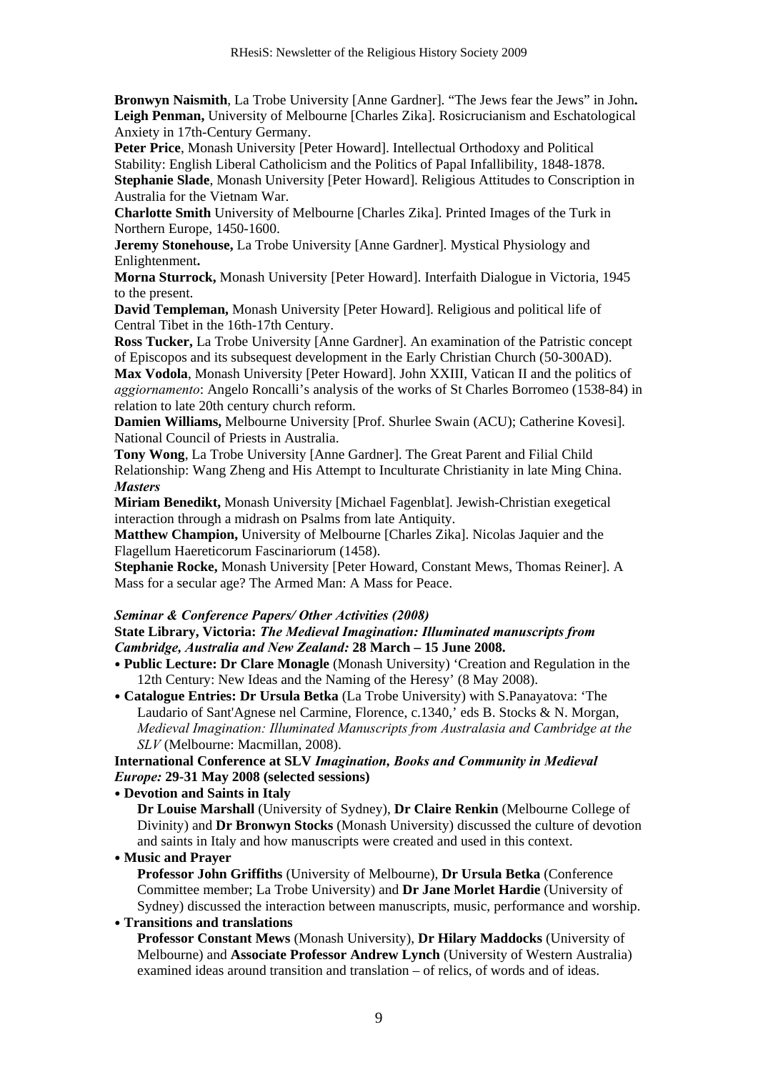**Bronwyn Naismith**, La Trobe University [Anne Gardner]. "The Jews fear the Jews" in John**.**
**Leigh Penman,** University of Melbourne [Charles Zika]. Rosicrucianism and Eschatological Anxiety in 17th-Century Germany.
**Peter Price**, Monash University [Peter Howard]. Intellectual Orthodoxy and Political Stability: English Liberal Catholicism and the Politics of Papal Infallibility, 1848-1878.
**Stephanie Slade**, Monash University [Peter Howard]. Religious Attitudes to Conscription in Australia for the Vietnam War.
**Charlotte Smith** University of Melbourne [Charles Zika]. Printed Images of the Turk in Northern Europe, 1450-1600.
**Jeremy Stonehouse,** La Trobe University [Anne Gardner]. Mystical Physiology and Enlightenment**.**
**Morna Sturrock,** Monash University [Peter Howard]. Interfaith Dialogue in Victoria, 1945 to the present.
**David Templeman,** Monash University [Peter Howard]. Religious and political life of Central Tibet in the 16th-17th Century.
**Ross Tucker,** La Trobe University [Anne Gardner]. An examination of the Patristic concept of Episcopos and its subsequest development in the Early Christian Church (50-300AD).
**Max Vodola**, Monash University [Peter Howard]. John XXIII, Vatican II and the politics of *aggiornamento*: Angelo Roncalli's analysis of the works of St Charles Borromeo (1538-84) in relation to late 20th century church reform.
**Damien Williams,** Melbourne University [Prof. Shurlee Swain (ACU); Catherine Kovesi]. National Council of Priests in Australia.
**Tony Wong**, La Trobe University [Anne Gardner]. The Great Parent and Filial Child Relationship: Wang Zheng and His Attempt to Inculturate Christianity in late Ming China.

***Masters***

**Miriam Benedikt,** Monash University [Michael Fagenblat]. Jewish-Christian exegetical interaction through a midrash on Psalms from late Antiquity.
**Matthew Champion,** University of Melbourne [Charles Zika]. Nicolas Jaquier and the Flagellum Haereticorum Fascinariorum (1458).
**Stephanie Rocke,** Monash University [Peter Howard, Constant Mews, Thomas Reiner]. A Mass for a secular age? The Armed Man: A Mass for Peace.

***Seminar & Conference Papers/ Other Activities (2008)***

**State Library, Victoria:** ***The Medieval Imagination: Illuminated manuscripts from Cambridge, Australia and New Zealand:*** **28 March – 15 June 2008.**

- **Public Lecture: Dr Clare Monagle** (Monash University) 'Creation and Regulation in the 12th Century: New Ideas and the Naming of the Heresy' (8 May 2008).
- **Catalogue Entries: Dr Ursula Betka** (La Trobe University) with S.Panayatova: 'The Laudario of Sant'Agnese nel Carmine, Florence, c.1340,' eds B. Stocks & N. Morgan, *Medieval Imagination: Illuminated Manuscripts from Australasia and Cambridge at the SLV* (Melbourne: Macmillan, 2008).

**International Conference at SLV** ***Imagination, Books and Community in Medieval Europe:*** **29-31 May 2008 (selected sessions)**

- **Devotion and Saints in Italy**
  **Dr Louise Marshall** (University of Sydney), **Dr Claire Renkin** (Melbourne College of Divinity) and **Dr Bronwyn Stocks** (Monash University) discussed the culture of devotion and saints in Italy and how manuscripts were created and used in this context.
- **Music and Prayer**
  **Professor John Griffiths** (University of Melbourne), **Dr Ursula Betka** (Conference Committee member; La Trobe University) and **Dr Jane Morlet Hardie** (University of Sydney) discussed the interaction between manuscripts, music, performance and worship.
- **Transitions and translations**
  **Professor Constant Mews** (Monash University), **Dr Hilary Maddocks** (University of Melbourne) and **Associate Professor Andrew Lynch** (University of Western Australia) examined ideas around transition and translation – of relics, of words and of ideas.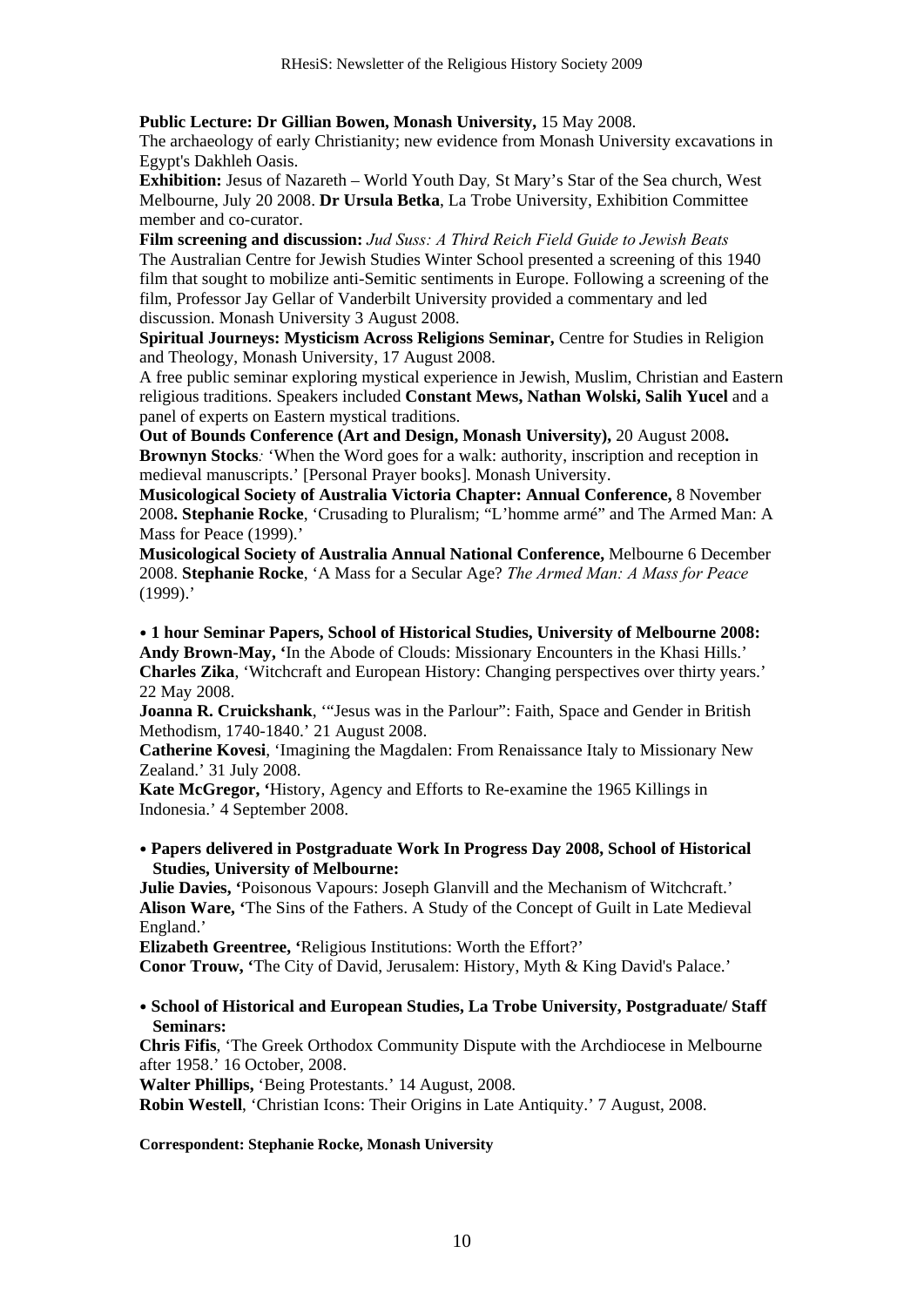**Public Lecture: Dr Gillian Bowen, Monash University,** 15 May 2008.
The archaeology of early Christianity; new evidence from Monash University excavations in Egypt's Dakhleh Oasis.

**Exhibition:** Jesus of Nazareth – World Youth Day, St Mary's Star of the Sea church, West Melbourne, July 20 2008. **Dr Ursula Betka**, La Trobe University, Exhibition Committee member and co-curator.

**Film screening and discussion:** *Jud Suss: A Third Reich Field Guide to Jewish Beats*
The Australian Centre for Jewish Studies Winter School presented a screening of this 1940 film that sought to mobilize anti-Semitic sentiments in Europe. Following a screening of the film, Professor Jay Gellar of Vanderbilt University provided a commentary and led discussion. Monash University 3 August 2008.

**Spiritual Journeys: Mysticism Across Religions Seminar,** Centre for Studies in Religion and Theology, Monash University, 17 August 2008.
A free public seminar exploring mystical experience in Jewish, Muslim, Christian and Eastern religious traditions. Speakers included **Constant Mews, Nathan Wolski, Salih Yucel** and a panel of experts on Eastern mystical traditions.

**Out of Bounds Conference (Art and Design, Monash University),** 20 August 2008**.**
**Brownyn Stocks***:* 'When the Word goes for a walk: authority, inscription and reception in medieval manuscripts.' [Personal Prayer books]. Monash University.

**Musicological Society of Australia Victoria Chapter: Annual Conference,** 8 November 2008**. Stephanie Rocke**, 'Crusading to Pluralism; "L'homme armé" and The Armed Man: A Mass for Peace (1999).'

**Musicological Society of Australia Annual National Conference,** Melbourne 6 December 2008. **Stephanie Rocke**, 'A Mass for a Secular Age? *The Armed Man: A Mass for Peace* (1999).'

- **1 hour Seminar Papers, School of Historical Studies, University of Melbourne 2008:**

**Andy Brown-May, '**In the Abode of Clouds: Missionary Encounters in the Khasi Hills.'
**Charles Zika**, 'Witchcraft and European History: Changing perspectives over thirty years.' 22 May 2008.
**Joanna R. Cruickshank**, '"Jesus was in the Parlour": Faith, Space and Gender in British Methodism, 1740-1840.' 21 August 2008.
**Catherine Kovesi**, 'Imagining the Magdalen: From Renaissance Italy to Missionary New Zealand.' 31 July 2008.
**Kate McGregor, '**History, Agency and Efforts to Re-examine the 1965 Killings in Indonesia.' 4 September 2008.

- **Papers delivered in Postgraduate Work In Progress Day 2008, School of Historical Studies, University of Melbourne:**

**Julie Davies, '**Poisonous Vapours: Joseph Glanvill and the Mechanism of Witchcraft.'
**Alison Ware, '**The Sins of the Fathers. A Study of the Concept of Guilt in Late Medieval England.'
**Elizabeth Greentree, '**Religious Institutions: Worth the Effort?'
**Conor Trouw, '**The City of David, Jerusalem: History, Myth & King David's Palace.'

- **School of Historical and European Studies, La Trobe University, Postgraduate/ Staff Seminars:**

**Chris Fifis**, 'The Greek Orthodox Community Dispute with the Archdiocese in Melbourne after 1958.' 16 October, 2008.
**Walter Phillips,** 'Being Protestants.' 14 August, 2008.
**Robin Westell**, 'Christian Icons: Their Origins in Late Antiquity.' 7 August, 2008.

**Correspondent: Stephanie Rocke, Monash University**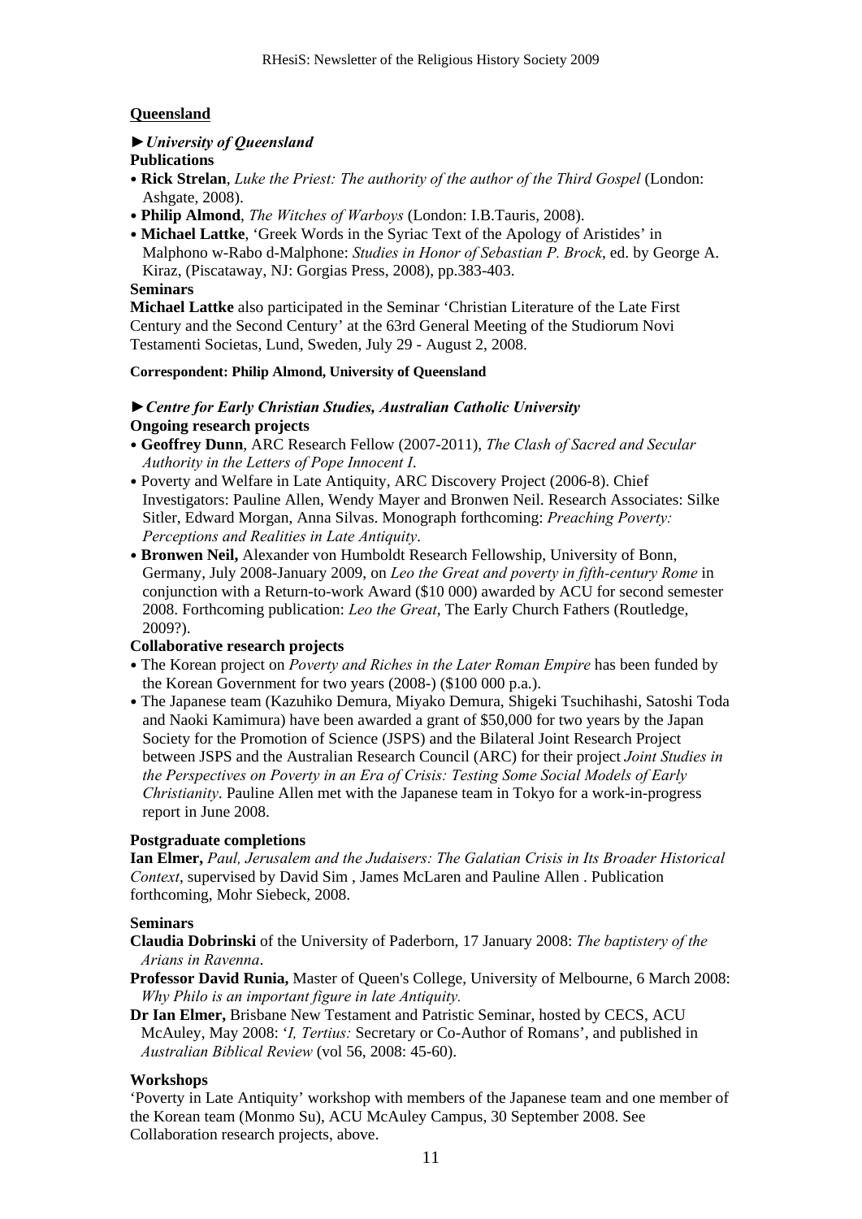## Queensland

### ►*University of Queensland*

**Publications**

- **Rick Strelan**, *Luke the Priest: The authority of the author of the Third Gospel* (London: Ashgate, 2008).
- **Philip Almond**, *The Witches of Warboys* (London: I.B.Tauris, 2008).
- **Michael Lattke**, 'Greek Words in the Syriac Text of the Apology of Aristides' in Malphono w-Rabo d-Malphone: *Studies in Honor of Sebastian P. Brock*, ed. by George A. Kiraz, (Piscataway, NJ: Gorgias Press, 2008), pp.383-403.

**Seminars**

**Michael Lattke** also participated in the Seminar 'Christian Literature of the Late First Century and the Second Century' at the 63rd General Meeting of the Studiorum Novi Testamenti Societas, Lund, Sweden, July 29 - August 2, 2008.

**Correspondent: Philip Almond, University of Queensland**

### ►*Centre for Early Christian Studies, Australian Catholic University*

**Ongoing research projects**

- **Geoffrey Dunn**, ARC Research Fellow (2007-2011), *The Clash of Sacred and Secular Authority in the Letters of Pope Innocent I*.
- Poverty and Welfare in Late Antiquity, ARC Discovery Project (2006-8). Chief Investigators: Pauline Allen, Wendy Mayer and Bronwen Neil. Research Associates: Silke Sitler, Edward Morgan, Anna Silvas. Monograph forthcoming: *Preaching Poverty: Perceptions and Realities in Late Antiquity*.
- **Bronwen Neil,** Alexander von Humboldt Research Fellowship, University of Bonn, Germany, July 2008-January 2009, on *Leo the Great and poverty in fifth-century Rome* in conjunction with a Return-to-work Award ($10 000) awarded by ACU for second semester 2008. Forthcoming publication: *Leo the Great*, The Early Church Fathers (Routledge, 2009?).

**Collaborative research projects**

- The Korean project on *Poverty and Riches in the Later Roman Empire* has been funded by the Korean Government for two years (2008-) ($100 000 p.a.).
- The Japanese team (Kazuhiko Demura, Miyako Demura, Shigeki Tsuchihashi, Satoshi Toda and Naoki Kamimura) have been awarded a grant of $50,000 for two years by the Japan Society for the Promotion of Science (JSPS) and the Bilateral Joint Research Project between JSPS and the Australian Research Council (ARC) for their project *Joint Studies in the Perspectives on Poverty in an Era of Crisis: Testing Some Social Models of Early Christianity*. Pauline Allen met with the Japanese team in Tokyo for a work-in-progress report in June 2008.

**Postgraduate completions**

**Ian Elmer,** *Paul, Jerusalem and the Judaisers: The Galatian Crisis in Its Broader Historical Context*, supervised by David Sim , James McLaren and Pauline Allen . Publication forthcoming, Mohr Siebeck, 2008.

**Seminars**

**Claudia Dobrinski** of the University of Paderborn, 17 January 2008: *The baptistery of the Arians in Ravenna*.

**Professor David Runia,** Master of Queen's College, University of Melbourne, 6 March 2008: *Why Philo is an important figure in late Antiquity.*

**Dr Ian Elmer,** Brisbane New Testament and Patristic Seminar, hosted by CECS, ACU McAuley, May 2008: '*I, Tertius:* Secretary or Co-Author of Romans', and published in *Australian Biblical Review* (vol 56, 2008: 45-60).

**Workshops**

'Poverty in Late Antiquity' workshop with members of the Japanese team and one member of the Korean team (Monmo Su), ACU McAuley Campus, 30 September 2008. See Collaboration research projects, above.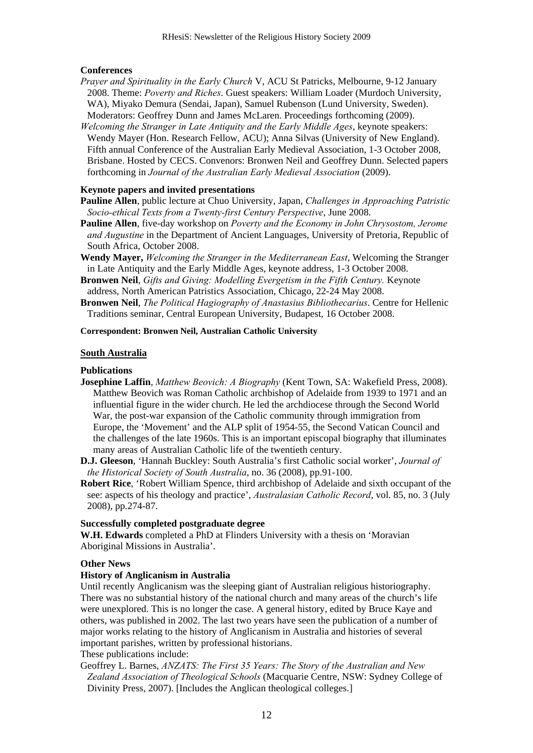**Conferences**

*Prayer and Spirituality in the Early Church* V, ACU St Patricks, Melbourne, 9-12 January 2008. Theme: *Poverty and Riches*. Guest speakers: William Loader (Murdoch University, WA), Miyako Demura (Sendai, Japan), Samuel Rubenson (Lund University, Sweden). Moderators: Geoffrey Dunn and James McLaren. Proceedings forthcoming (2009).

*Welcoming the Stranger in Late Antiquity and the Early Middle Ages*, keynote speakers: Wendy Mayer (Hon. Research Fellow, ACU); Anna Silvas (University of New England). Fifth annual Conference of the Australian Early Medieval Association, 1-3 October 2008, Brisbane. Hosted by CECS. Convenors: Bronwen Neil and Geoffrey Dunn. Selected papers forthcoming in *Journal of the Australian Early Medieval Association* (2009).

**Keynote papers and invited presentations**

**Pauline Allen**, public lecture at Chuo University, Japan, *Challenges in Approaching Patristic Socio-ethical Texts from a Twenty-first Century Perspective*, June 2008.

**Pauline Allen**, five-day workshop on *Poverty and the Economy in John Chrysostom, Jerome and Augustine* in the Department of Ancient Languages, University of Pretoria, Republic of South Africa, October 2008.

**Wendy Mayer,** *Welcoming the Stranger in the Mediterranean East*, Welcoming the Stranger in Late Antiquity and the Early Middle Ages, keynote address, 1-3 October 2008.

**Bronwen Neil**, *Gifts and Giving: Modelling Evergetism in the Fifth Century.* Keynote address, North American Patristics Association, Chicago, 22-24 May 2008.

**Bronwen Neil**, *The Political Hagiography of Anastasius Bibliothecarius*. Centre for Hellenic Traditions seminar, Central European University, Budapest, 16 October 2008.

**Correspondent: Bronwen Neil, Australian Catholic University**

## South Australia

**Publications**

**Josephine Laffin**, *Matthew Beovich: A Biography* (Kent Town, SA: Wakefield Press, 2008). Matthew Beovich was Roman Catholic archbishop of Adelaide from 1939 to 1971 and an influential figure in the wider church. He led the archdiocese through the Second World War, the post-war expansion of the Catholic community through immigration from Europe, the 'Movement' and the ALP split of 1954-55, the Second Vatican Council and the challenges of the late 1960s. This is an important episcopal biography that illuminates many areas of Australian Catholic life of the twentieth century.

**D.J. Gleeson**, 'Hannah Buckley: South Australia's first Catholic social worker', *Journal of the Historical Society of South Australia*, no. 36 (2008), pp.91-100.

**Robert Rice**, 'Robert William Spence, third archbishop of Adelaide and sixth occupant of the see: aspects of his theology and practice', *Australasian Catholic Record*, vol. 85, no. 3 (July 2008), pp.274-87.

**Successfully completed postgraduate degree**

**W.H. Edwards** completed a PhD at Flinders University with a thesis on 'Moravian Aboriginal Missions in Australia'.

**Other News**

**History of Anglicanism in Australia**

Until recently Anglicanism was the sleeping giant of Australian religious historiography. There was no substantial history of the national church and many areas of the church's life were unexplored. This is no longer the case. A general history, edited by Bruce Kaye and others, was published in 2002. The last two years have seen the publication of a number of major works relating to the history of Anglicanism in Australia and histories of several important parishes, written by professional historians.

These publications include:

Geoffrey L. Barnes, *ANZATS: The First 35 Years: The Story of the Australian and New Zealand Association of Theological Schools* (Macquarie Centre, NSW: Sydney College of Divinity Press, 2007). [Includes the Anglican theological colleges.]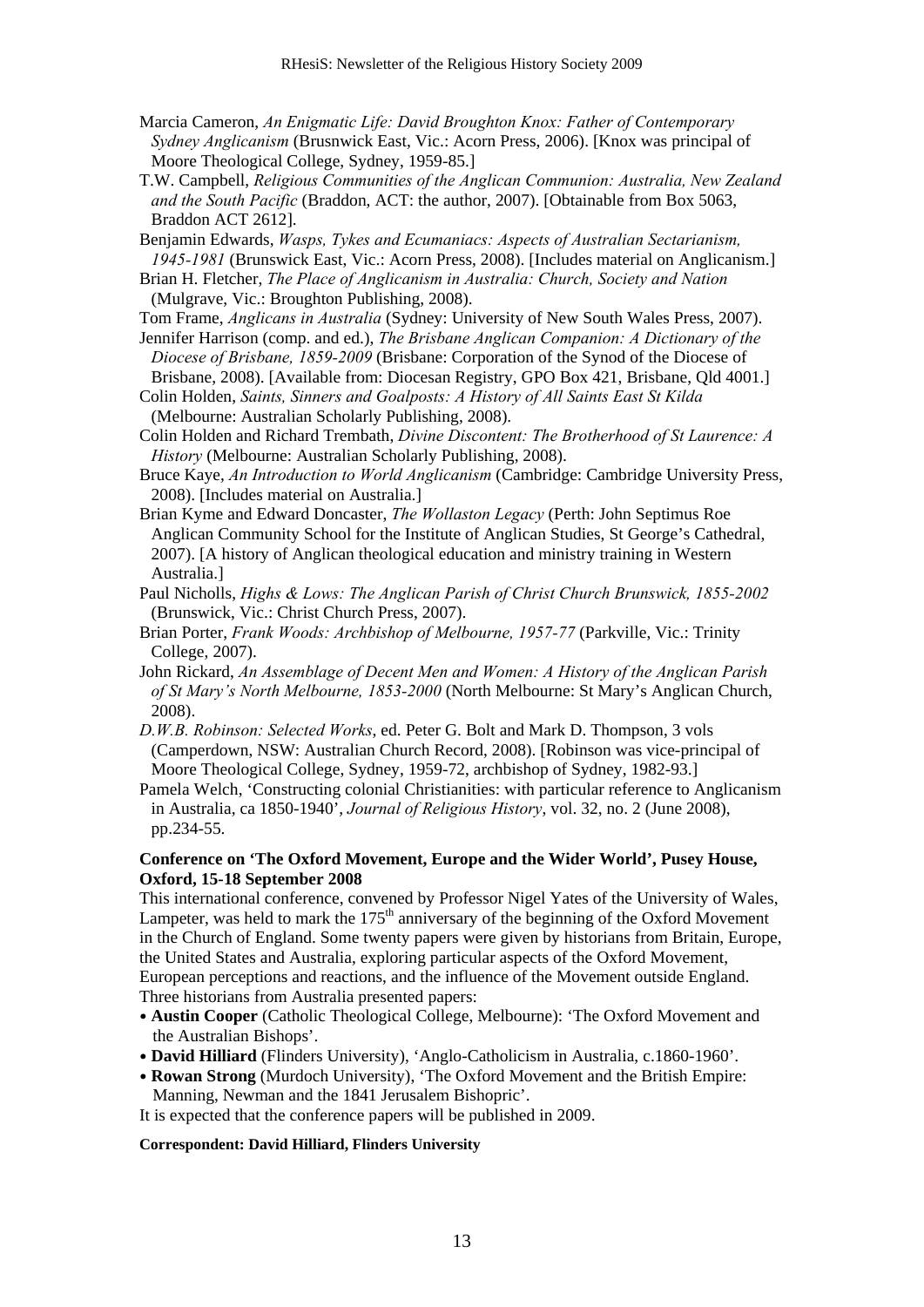Marcia Cameron, *An Enigmatic Life: David Broughton Knox: Father of Contemporary Sydney Anglicanism* (Brusnwick East, Vic.: Acorn Press, 2006). [Knox was principal of Moore Theological College, Sydney, 1959-85.]

T.W. Campbell, *Religious Communities of the Anglican Communion: Australia, New Zealand and the South Pacific* (Braddon, ACT: the author, 2007). [Obtainable from Box 5063, Braddon ACT 2612].

Benjamin Edwards, *Wasps, Tykes and Ecumaniacs: Aspects of Australian Sectarianism, 1945-1981* (Brunswick East, Vic.: Acorn Press, 2008). [Includes material on Anglicanism.]

Brian H. Fletcher, *The Place of Anglicanism in Australia: Church, Society and Nation* (Mulgrave, Vic.: Broughton Publishing, 2008).

Tom Frame, *Anglicans in Australia* (Sydney: University of New South Wales Press, 2007).

Jennifer Harrison (comp. and ed.), *The Brisbane Anglican Companion: A Dictionary of the Diocese of Brisbane, 1859-2009* (Brisbane: Corporation of the Synod of the Diocese of Brisbane, 2008). [Available from: Diocesan Registry, GPO Box 421, Brisbane, Qld 4001.]

Colin Holden, *Saints, Sinners and Goalposts: A History of All Saints East St Kilda* (Melbourne: Australian Scholarly Publishing, 2008).

Colin Holden and Richard Trembath, *Divine Discontent: The Brotherhood of St Laurence: A History* (Melbourne: Australian Scholarly Publishing, 2008).

Bruce Kaye, *An Introduction to World Anglicanism* (Cambridge: Cambridge University Press, 2008). [Includes material on Australia.]

Brian Kyme and Edward Doncaster, *The Wollaston Legacy* (Perth: John Septimus Roe Anglican Community School for the Institute of Anglican Studies, St George's Cathedral, 2007). [A history of Anglican theological education and ministry training in Western Australia.]

Paul Nicholls, *Highs & Lows: The Anglican Parish of Christ Church Brunswick, 1855-2002* (Brunswick, Vic.: Christ Church Press, 2007).

Brian Porter, *Frank Woods: Archbishop of Melbourne, 1957-77* (Parkville, Vic.: Trinity College, 2007).

John Rickard, *An Assemblage of Decent Men and Women: A History of the Anglican Parish of St Mary's North Melbourne, 1853-2000* (North Melbourne: St Mary's Anglican Church, 2008).

*D.W.B. Robinson: Selected Works*, ed. Peter G. Bolt and Mark D. Thompson, 3 vols (Camperdown, NSW: Australian Church Record, 2008). [Robinson was vice-principal of Moore Theological College, Sydney, 1959-72, archbishop of Sydney, 1982-93.]

Pamela Welch, 'Constructing colonial Christianities: with particular reference to Anglicanism in Australia, ca 1850-1940', *Journal of Religious History*, vol. 32, no. 2 (June 2008), pp.234-55.

**Conference on 'The Oxford Movement, Europe and the Wider World', Pusey House, Oxford, 15-18 September 2008**

This international conference, convened by Professor Nigel Yates of the University of Wales, Lampeter, was held to mark the 175th anniversary of the beginning of the Oxford Movement in the Church of England. Some twenty papers were given by historians from Britain, Europe, the United States and Australia, exploring particular aspects of the Oxford Movement, European perceptions and reactions, and the influence of the Movement outside England. Three historians from Australia presented papers:

- **Austin Cooper** (Catholic Theological College, Melbourne): 'The Oxford Movement and the Australian Bishops'.
- **David Hilliard** (Flinders University), 'Anglo-Catholicism in Australia, c.1860-1960'.
- **Rowan Strong** (Murdoch University), 'The Oxford Movement and the British Empire: Manning, Newman and the 1841 Jerusalem Bishopric'.

It is expected that the conference papers will be published in 2009.

**Correspondent: David Hilliard, Flinders University**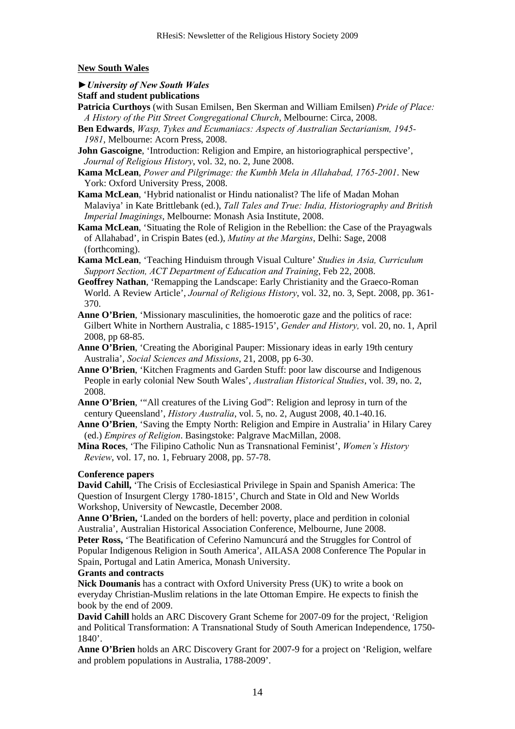**New South Wales**

►***University of New South Wales***

**Staff and student publications**

**Patricia Curthoys** (with Susan Emilsen, Ben Skerman and William Emilsen) *Pride of Place: A History of the Pitt Street Congregational Church*, Melbourne: Circa, 2008.

**Ben Edwards**, *Wasp, Tykes and Ecumaniacs: Aspects of Australian Sectarianism, 1945-1981*, Melbourne: Acorn Press, 2008.

**John Gascoigne**, 'Introduction: Religion and Empire, an historiographical perspective', *Journal of Religious History*, vol. 32, no. 2, June 2008.

**Kama McLean**, *Power and Pilgrimage: the Kumbh Mela in Allahabad, 1765-2001*. New York: Oxford University Press, 2008.

**Kama McLean**, 'Hybrid nationalist or Hindu nationalist? The life of Madan Mohan Malaviya' in Kate Brittlebank (ed.), *Tall Tales and True: India, Historiography and British Imperial Imaginings*, Melbourne: Monash Asia Institute, 2008.

**Kama McLean**, 'Situating the Role of Religion in the Rebellion: the Case of the Prayagwals of Allahabad', in Crispin Bates (ed.), *Mutiny at the Margins*, Delhi: Sage, 2008 (forthcoming).

**Kama McLean**, 'Teaching Hinduism through Visual Culture' *Studies in Asia, Curriculum Support Section, ACT Department of Education and Training*, Feb 22, 2008.

**Geoffrey Nathan**, 'Remapping the Landscape: Early Christianity and the Graeco-Roman World. A Review Article', *Journal of Religious History*, vol. 32, no. 3, Sept. 2008, pp. 361-370.

**Anne O'Brien**, 'Missionary masculinities, the homoerotic gaze and the politics of race: Gilbert White in Northern Australia, c 1885-1915', *Gender and History,* vol. 20, no. 1, April 2008, pp 68-85.

**Anne O'Brien**, 'Creating the Aboriginal Pauper: Missionary ideas in early 19th century Australia', *Social Sciences and Missions*, 21, 2008, pp 6-30.

**Anne O'Brien**, 'Kitchen Fragments and Garden Stuff: poor law discourse and Indigenous People in early colonial New South Wales', *Australian Historical Studies*, vol. 39, no. 2, 2008.

**Anne O'Brien**, '"All creatures of the Living God": Religion and leprosy in turn of the century Queensland', *History Australia*, vol. 5, no. 2, August 2008, 40.1-40.16.

**Anne O'Brien**, 'Saving the Empty North: Religion and Empire in Australia' in Hilary Carey (ed.) *Empires of Religion*. Basingstoke: Palgrave MacMillan, 2008.

**Mina Roces**, 'The Filipino Catholic Nun as Transnational Feminist', *Women's History Review*, vol. 17, no. 1, February 2008, pp. 57-78.

**Conference papers**

**David Cahill,** 'The Crisis of Ecclesiastical Privilege in Spain and Spanish America: The Question of Insurgent Clergy 1780-1815', Church and State in Old and New Worlds Workshop, University of Newcastle, December 2008.

**Anne O'Brien,** 'Landed on the borders of hell: poverty, place and perdition in colonial Australia', Australian Historical Association Conference, Melbourne, June 2008.

**Peter Ross,** 'The Beatification of Ceferino Namuncurá and the Struggles for Control of Popular Indigenous Religion in South America', AILASA 2008 Conference The Popular in Spain, Portugal and Latin America, Monash University.

**Grants and contracts**

**Nick Doumanis** has a contract with Oxford University Press (UK) to write a book on everyday Christian-Muslim relations in the late Ottoman Empire. He expects to finish the book by the end of 2009.

**David Cahill** holds an ARC Discovery Grant Scheme for 2007-09 for the project, 'Religion and Political Transformation: A Transnational Study of South American Independence, 1750-1840'.

**Anne O'Brien** holds an ARC Discovery Grant for 2007-9 for a project on 'Religion, welfare and problem populations in Australia, 1788-2009'.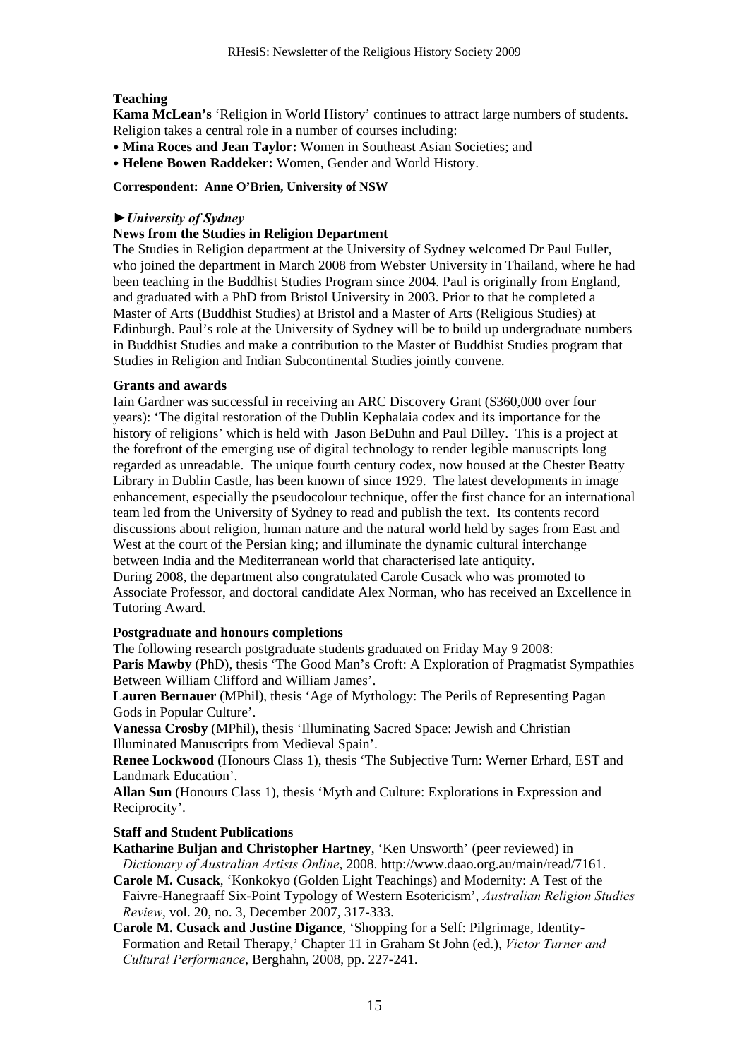**Teaching**

**Kama McLean's** 'Religion in World History' continues to attract large numbers of students. Religion takes a central role in a number of courses including:

- **Mina Roces and Jean Taylor:** Women in Southeast Asian Societies; and
- **Helene Bowen Raddeker:** Women, Gender and World History.

**Correspondent: Anne O'Brien, University of NSW**

### ►*University of Sydney*

**News from the Studies in Religion Department**

The Studies in Religion department at the University of Sydney welcomed Dr Paul Fuller, who joined the department in March 2008 from Webster University in Thailand, where he had been teaching in the Buddhist Studies Program since 2004. Paul is originally from England, and graduated with a PhD from Bristol University in 2003. Prior to that he completed a Master of Arts (Buddhist Studies) at Bristol and a Master of Arts (Religious Studies) at Edinburgh. Paul's role at the University of Sydney will be to build up undergraduate numbers in Buddhist Studies and make a contribution to the Master of Buddhist Studies program that Studies in Religion and Indian Subcontinental Studies jointly convene.

**Grants and awards**

Iain Gardner was successful in receiving an ARC Discovery Grant ($360,000 over four years): 'The digital restoration of the Dublin Kephalaia codex and its importance for the history of religions' which is held with Jason BeDuhn and Paul Dilley. This is a project at the forefront of the emerging use of digital technology to render legible manuscripts long regarded as unreadable. The unique fourth century codex, now housed at the Chester Beatty Library in Dublin Castle, has been known of since 1929. The latest developments in image enhancement, especially the pseudocolour technique, offer the first chance for an international team led from the University of Sydney to read and publish the text. Its contents record discussions about religion, human nature and the natural world held by sages from East and West at the court of the Persian king; and illuminate the dynamic cultural interchange between India and the Mediterranean world that characterised late antiquity.
During 2008, the department also congratulated Carole Cusack who was promoted to Associate Professor, and doctoral candidate Alex Norman, who has received an Excellence in Tutoring Award.

**Postgraduate and honours completions**

The following research postgraduate students graduated on Friday May 9 2008:
**Paris Mawby** (PhD), thesis 'The Good Man's Croft: A Exploration of Pragmatist Sympathies Between William Clifford and William James'.
**Lauren Bernauer** (MPhil), thesis 'Age of Mythology: The Perils of Representing Pagan Gods in Popular Culture'.
**Vanessa Crosby** (MPhil), thesis 'Illuminating Sacred Space: Jewish and Christian Illuminated Manuscripts from Medieval Spain'.
**Renee Lockwood** (Honours Class 1), thesis 'The Subjective Turn: Werner Erhard, EST and Landmark Education'.
**Allan Sun** (Honours Class 1), thesis 'Myth and Culture: Explorations in Expression and Reciprocity'.

**Staff and Student Publications**

**Katharine Buljan and Christopher Hartney**, 'Ken Unsworth' (peer reviewed) in *Dictionary of Australian Artists Online*, 2008. http://www.daao.org.au/main/read/7161.

**Carole M. Cusack**, 'Konkokyo (Golden Light Teachings) and Modernity: A Test of the Faivre-Hanegraaff Six-Point Typology of Western Esotericism', *Australian Religion Studies Review*, vol. 20, no. 3, December 2007, 317-333.

**Carole M. Cusack and Justine Digance**, 'Shopping for a Self: Pilgrimage, Identity-Formation and Retail Therapy,' Chapter 11 in Graham St John (ed.), *Victor Turner and Cultural Performance*, Berghahn, 2008, pp. 227-241.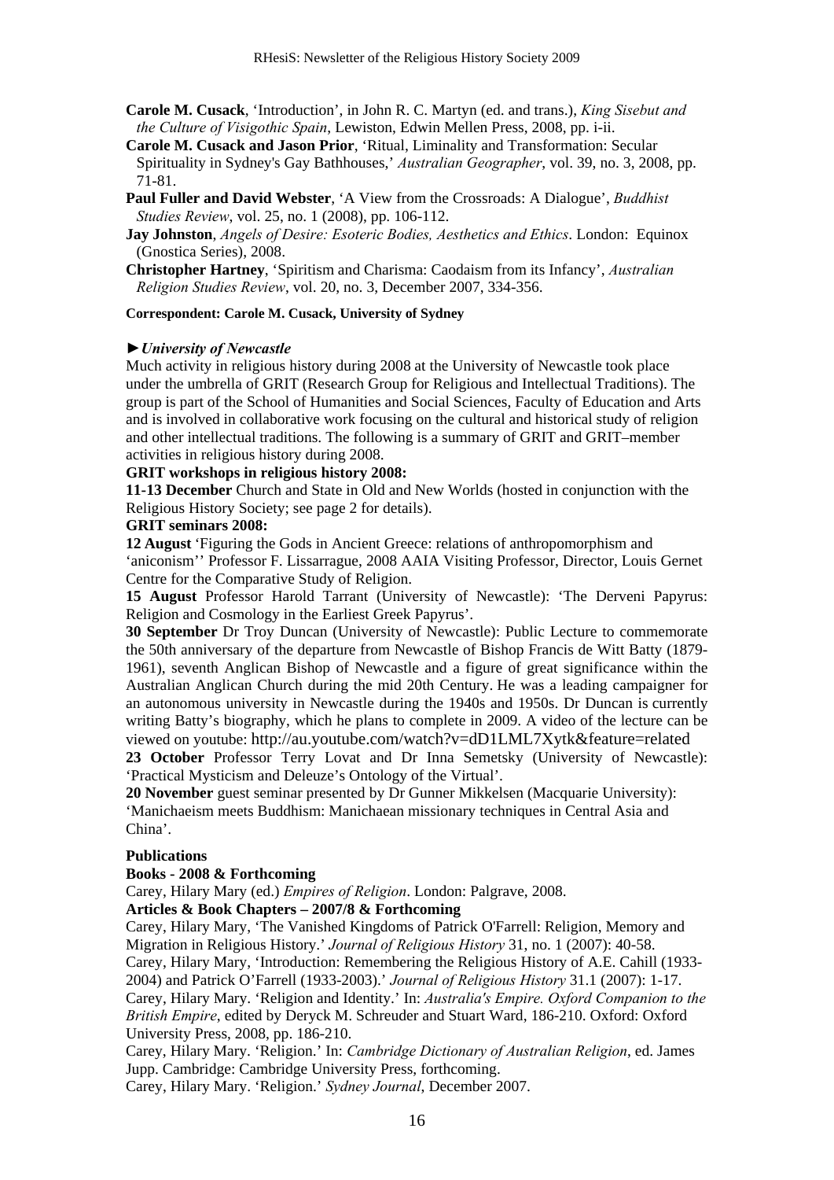**Carole M. Cusack**, 'Introduction', in John R. C. Martyn (ed. and trans.), *King Sisebut and the Culture of Visigothic Spain*, Lewiston, Edwin Mellen Press, 2008, pp. i-ii.

**Carole M. Cusack and Jason Prior**, 'Ritual, Liminality and Transformation: Secular Spirituality in Sydney's Gay Bathhouses,' *Australian Geographer*, vol. 39, no. 3, 2008, pp. 71-81.

**Paul Fuller and David Webster**, 'A View from the Crossroads: A Dialogue', *Buddhist Studies Review*, vol. 25, no. 1 (2008), pp. 106-112.

**Jay Johnston**, *Angels of Desire: Esoteric Bodies, Aesthetics and Ethics*. London: Equinox (Gnostica Series), 2008.

**Christopher Hartney**, 'Spiritism and Charisma: Caodaism from its Infancy', *Australian Religion Studies Review*, vol. 20, no. 3, December 2007, 334-356.

**Correspondent: Carole M. Cusack, University of Sydney**

### ►*University of Newcastle*

Much activity in religious history during 2008 at the University of Newcastle took place under the umbrella of GRIT (Research Group for Religious and Intellectual Traditions). The group is part of the School of Humanities and Social Sciences, Faculty of Education and Arts and is involved in collaborative work focusing on the cultural and historical study of religion and other intellectual traditions. The following is a summary of GRIT and GRIT–member activities in religious history during 2008.

**GRIT workshops in religious history 2008:**

**11-13 December** Church and State in Old and New Worlds (hosted in conjunction with the Religious History Society; see page 2 for details).

**GRIT seminars 2008:**

**12 August** 'Figuring the Gods in Ancient Greece: relations of anthropomorphism and 'aniconism'' Professor F. Lissarrague, 2008 AAIA Visiting Professor, Director, Louis Gernet Centre for the Comparative Study of Religion.

**15 August** Professor Harold Tarrant (University of Newcastle): 'The Derveni Papyrus: Religion and Cosmology in the Earliest Greek Papyrus'.

**30 September** Dr Troy Duncan (University of Newcastle): Public Lecture to commemorate the 50th anniversary of the departure from Newcastle of Bishop Francis de Witt Batty (1879-1961), seventh Anglican Bishop of Newcastle and a figure of great significance within the Australian Anglican Church during the mid 20th Century. He was a leading campaigner for an autonomous university in Newcastle during the 1940s and 1950s. Dr Duncan is currently writing Batty's biography, which he plans to complete in 2009. A video of the lecture can be viewed on youtube: http://au.youtube.com/watch?v=dD1LML7Xytk&feature=related

**23 October** Professor Terry Lovat and Dr Inna Semetsky (University of Newcastle): 'Practical Mysticism and Deleuze's Ontology of the Virtual'.

**20 November** guest seminar presented by Dr Gunner Mikkelsen (Macquarie University): 'Manichaeism meets Buddhism: Manichaean missionary techniques in Central Asia and China'.

**Publications**

**Books - 2008 & Forthcoming**

Carey, Hilary Mary (ed.) *Empires of Religion*. London: Palgrave, 2008.

**Articles & Book Chapters – 2007/8 & Forthcoming**

Carey, Hilary Mary, 'The Vanished Kingdoms of Patrick O'Farrell: Religion, Memory and Migration in Religious History.' *Journal of Religious History* 31, no. 1 (2007): 40-58.

Carey, Hilary Mary, 'Introduction: Remembering the Religious History of A.E. Cahill (1933-2004) and Patrick O'Farrell (1933-2003).' *Journal of Religious History* 31.1 (2007): 1-17.

Carey, Hilary Mary. 'Religion and Identity.' In: *Australia's Empire. Oxford Companion to the British Empire*, edited by Deryck M. Schreuder and Stuart Ward, 186-210. Oxford: Oxford University Press, 2008, pp. 186-210.

Carey, Hilary Mary. 'Religion.' In: *Cambridge Dictionary of Australian Religion*, ed. James Jupp. Cambridge: Cambridge University Press, forthcoming.

Carey, Hilary Mary. 'Religion.' *Sydney Journal*, December 2007.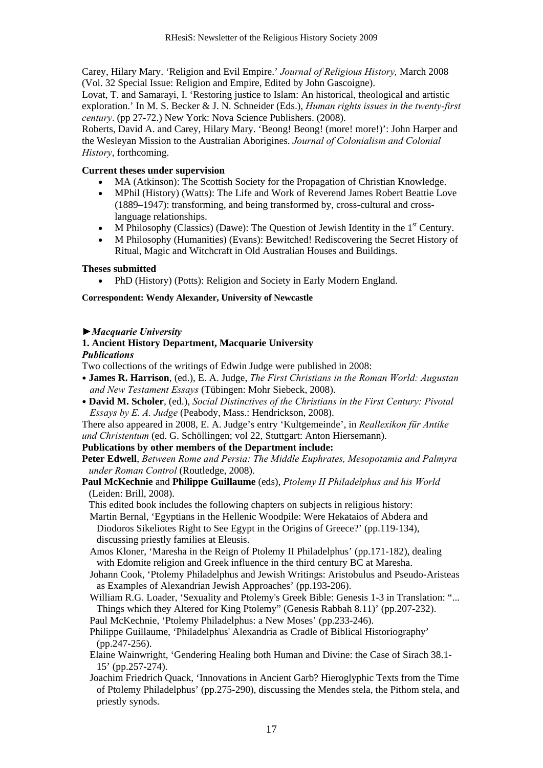Carey, Hilary Mary. 'Religion and Evil Empire.' *Journal of Religious History,* March 2008 (Vol. 32 Special Issue: Religion and Empire, Edited by John Gascoigne).

Lovat, T. and Samarayi, I. 'Restoring justice to Islam: An historical, theological and artistic exploration.' In M. S. Becker & J. N. Schneider (Eds.), *Human rights issues in the twenty-first century*. (pp 27-72.) New York: Nova Science Publishers. (2008).

Roberts, David A. and Carey, Hilary Mary. 'Beong! Beong! (more! more!)': John Harper and the Wesleyan Mission to the Australian Aborigines. *Journal of Colonialism and Colonial History*, forthcoming.

**Current theses under supervision**

- MA (Atkinson): The Scottish Society for the Propagation of Christian Knowledge.
- MPhil (History) (Watts): The Life and Work of Reverend James Robert Beattie Love (1889–1947): transforming, and being transformed by, cross-cultural and cross-language relationships.
- M Philosophy (Classics) (Dawe): The Question of Jewish Identity in the 1st Century.
- M Philosophy (Humanities) (Evans): Bewitched! Rediscovering the Secret History of Ritual, Magic and Witchcraft in Old Australian Houses and Buildings.

**Theses submitted**

- PhD (History) (Potts): Religion and Society in Early Modern England.

**Correspondent: Wendy Alexander, University of Newcastle**

***►Macquarie University***

**1. Ancient History Department, Macquarie University**

***Publications***

Two collections of the writings of Edwin Judge were published in 2008:

- **James R. Harrison**, (ed.), E. A. Judge, *The First Christians in the Roman World: Augustan and New Testament Essays* (Tübingen: Mohr Siebeck, 2008).
- **David M. Scholer**, (ed.), *Social Distinctives of the Christians in the First Century: Pivotal Essays by E. A. Judge* (Peabody, Mass.: Hendrickson, 2008).

There also appeared in 2008, E. A. Judge's entry 'Kultgemeinde', in *Reallexikon für Antike und Christentum* (ed. G. Schöllingen; vol 22, Stuttgart: Anton Hiersemann).

**Publications by other members of the Department include:**

**Peter Edwell**, *Between Rome and Persia: The Middle Euphrates, Mesopotamia and Palmyra under Roman Control* (Routledge, 2008).

**Paul McKechnie** and **Philippe Guillaume** (eds), *Ptolemy II Philadelphus and his World* (Leiden: Brill, 2008).

This edited book includes the following chapters on subjects in religious history:

Martin Bernal, 'Egyptians in the Hellenic Woodpile: Were Hekataios of Abdera and Diodoros Sikeliotes Right to See Egypt in the Origins of Greece?' (pp.119-134), discussing priestly families at Eleusis.

Amos Kloner, 'Maresha in the Reign of Ptolemy II Philadelphus' (pp.171-182), dealing with Edomite religion and Greek influence in the third century BC at Maresha.

Johann Cook, 'Ptolemy Philadelphus and Jewish Writings: Aristobulus and Pseudo-Aristeas as Examples of Alexandrian Jewish Approaches' (pp.193-206).

William R.G. Loader, 'Sexuality and Ptolemy's Greek Bible: Genesis 1-3 in Translation: "... Things which they Altered for King Ptolemy" (Genesis Rabbah 8.11)' (pp.207-232).

Paul McKechnie, 'Ptolemy Philadelphus: a New Moses' (pp.233-246).

Philippe Guillaume, 'Philadelphus' Alexandria as Cradle of Biblical Historiography' (pp.247-256).

Elaine Wainwright, 'Gendering Healing both Human and Divine: the Case of Sirach 38.1-15' (pp.257-274).

Joachim Friedrich Quack, 'Innovations in Ancient Garb? Hieroglyphic Texts from the Time of Ptolemy Philadelphus' (pp.275-290), discussing the Mendes stela, the Pithom stela, and priestly synods.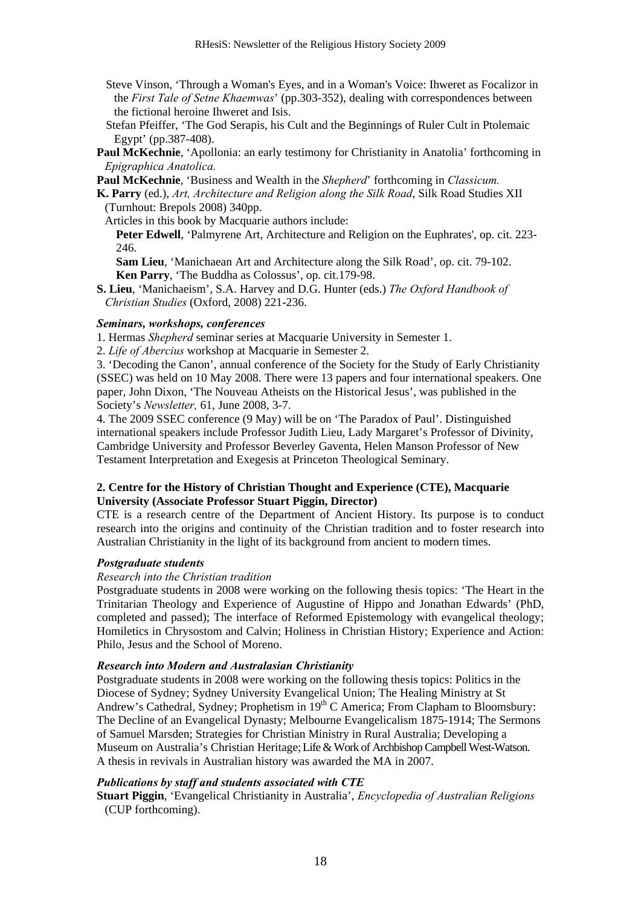Steve Vinson, 'Through a Woman's Eyes, and in a Woman's Voice: Ihweret as Focalizor in the *First Tale of Setne Khaemwas*' (pp.303-352), dealing with correspondences between the fictional heroine Ihweret and Isis.

Stefan Pfeiffer, 'The God Serapis, his Cult and the Beginnings of Ruler Cult in Ptolemaic Egypt' (pp.387-408).

**Paul McKechnie**, 'Apollonia: an early testimony for Christianity in Anatolia' forthcoming in *Epigraphica Anatolica.*

**Paul McKechnie**, 'Business and Wealth in the *Shepherd*' forthcoming in *Classicum.*

**K. Parry** (ed.), *Art, Architecture and Religion along the Silk Road*, Silk Road Studies XII (Turnhout: Brepols 2008) 340pp.

Articles in this book by Macquarie authors include:

**Peter Edwell**, 'Palmyrene Art, Architecture and Religion on the Euphrates', op. cit. 223-246.

**Sam Lieu**, 'Manichaean Art and Architecture along the Silk Road', op. cit. 79-102.

**Ken Parry**, 'The Buddha as Colossus', op. cit.179-98.

**S. Lieu**, 'Manichaeism', S.A. Harvey and D.G. Hunter (eds.) *The Oxford Handbook of Christian Studies* (Oxford, 2008) 221-236.

#### *Seminars, workshops, conferences*

1. Hermas *Shepherd* seminar series at Macquarie University in Semester 1.
2. *Life of Abercius* workshop at Macquarie in Semester 2.
3. 'Decoding the Canon', annual conference of the Society for the Study of Early Christianity (SSEC) was held on 10 May 2008. There were 13 papers and four international speakers. One paper, John Dixon, 'The Nouveau Atheists on the Historical Jesus', was published in the Society's *Newsletter,* 61, June 2008, 3-7.
4. The 2009 SSEC conference (9 May) will be on 'The Paradox of Paul'. Distinguished international speakers include Professor Judith Lieu, Lady Margaret's Professor of Divinity, Cambridge University and Professor Beverley Gaventa, Helen Manson Professor of New Testament Interpretation and Exegesis at Princeton Theological Seminary.

### 2. Centre for the History of Christian Thought and Experience (CTE), Macquarie University (Associate Professor Stuart Piggin, Director)

CTE is a research centre of the Department of Ancient History. Its purpose is to conduct research into the origins and continuity of the Christian tradition and to foster research into Australian Christianity in the light of its background from ancient to modern times.

#### *Postgraduate students*

*Research into the Christian tradition*

Postgraduate students in 2008 were working on the following thesis topics: 'The Heart in the Trinitarian Theology and Experience of Augustine of Hippo and Jonathan Edwards' (PhD, completed and passed); The interface of Reformed Epistemology with evangelical theology; Homiletics in Chrysostom and Calvin; Holiness in Christian History; Experience and Action: Philo, Jesus and the School of Moreno.

#### *Research into Modern and Australasian Christianity*

Postgraduate students in 2008 were working on the following thesis topics: Politics in the Diocese of Sydney; Sydney University Evangelical Union; The Healing Ministry at St Andrew's Cathedral, Sydney; Prophetism in 19th C America; From Clapham to Bloomsbury: The Decline of an Evangelical Dynasty; Melbourne Evangelicalism 1875-1914; The Sermons of Samuel Marsden; Strategies for Christian Ministry in Rural Australia; Developing a Museum on Australia's Christian Heritage; Life & Work of Archbishop Campbell West-Watson. A thesis in revivals in Australian history was awarded the MA in 2007.

#### *Publications by staff and students associated with CTE*

**Stuart Piggin**, 'Evangelical Christianity in Australia', *Encyclopedia of Australian Religions* (CUP forthcoming).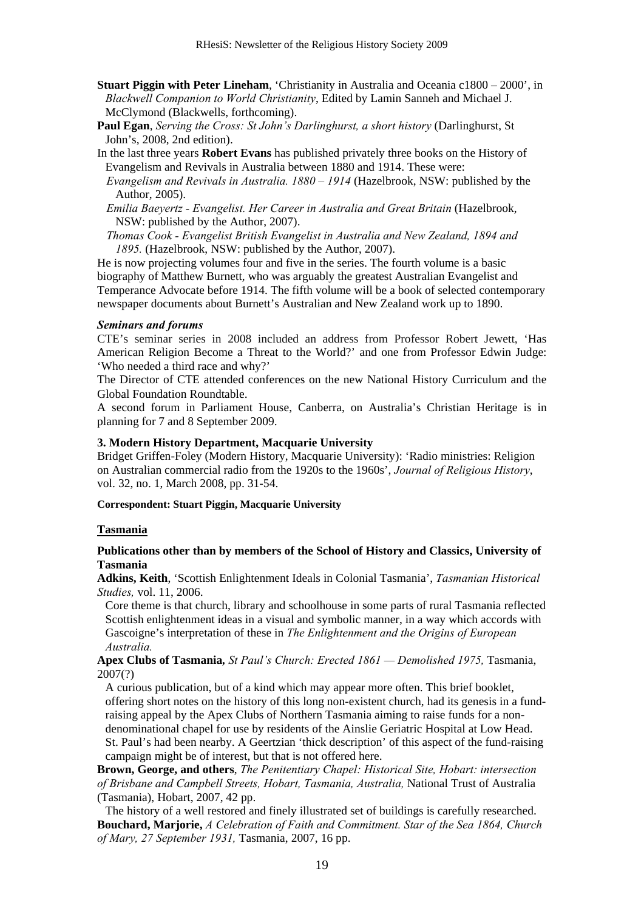**Stuart Piggin with Peter Lineham**, 'Christianity in Australia and Oceania c1800 – 2000', in *Blackwell Companion to World Christianity*, Edited by Lamin Sanneh and Michael J. McClymond (Blackwells, forthcoming).

**Paul Egan**, *Serving the Cross: St John's Darlinghurst, a short history* (Darlinghurst, St John's, 2008, 2nd edition).

In the last three years **Robert Evans** has published privately three books on the History of Evangelism and Revivals in Australia between 1880 and 1914. These were:

*Evangelism and Revivals in Australia. 1880 – 1914* (Hazelbrook, NSW: published by the Author, 2005).

*Emilia Baeyertz - Evangelist. Her Career in Australia and Great Britain* (Hazelbrook, NSW: published by the Author, 2007).

*Thomas Cook - Evangelist British Evangelist in Australia and New Zealand, 1894 and 1895.* (Hazelbrook, NSW: published by the Author, 2007).

He is now projecting volumes four and five in the series. The fourth volume is a basic biography of Matthew Burnett, who was arguably the greatest Australian Evangelist and Temperance Advocate before 1914. The fifth volume will be a book of selected contemporary newspaper documents about Burnett's Australian and New Zealand work up to 1890.

### *Seminars and forums*

CTE's seminar series in 2008 included an address from Professor Robert Jewett, 'Has American Religion Become a Threat to the World?' and one from Professor Edwin Judge: 'Who needed a third race and why?'

The Director of CTE attended conferences on the new National History Curriculum and the Global Foundation Roundtable.

A second forum in Parliament House, Canberra, on Australia's Christian Heritage is in planning for 7 and 8 September 2009.

### 3. Modern History Department, Macquarie University

Bridget Griffen-Foley (Modern History, Macquarie University): 'Radio ministries: Religion on Australian commercial radio from the 1920s to the 1960s', *Journal of Religious History*, vol. 32, no. 1, March 2008, pp. 31-54.

**Correspondent: Stuart Piggin, Macquarie University**

## Tasmania

### Publications other than by members of the School of History and Classics, University of Tasmania

**Adkins, Keith**, 'Scottish Enlightenment Ideals in Colonial Tasmania', *Tasmanian Historical Studies,* vol. 11, 2006.

Core theme is that church, library and schoolhouse in some parts of rural Tasmania reflected Scottish enlightenment ideas in a visual and symbolic manner, in a way which accords with Gascoigne's interpretation of these in *The Enlightenment and the Origins of European Australia.*

**Apex Clubs of Tasmania,** *St Paul's Church: Erected 1861 — Demolished 1975,* Tasmania, 2007(?)

A curious publication, but of a kind which may appear more often. This brief booklet, offering short notes on the history of this long non-existent church, had its genesis in a fund-raising appeal by the Apex Clubs of Northern Tasmania aiming to raise funds for a non-denominational chapel for use by residents of the Ainslie Geriatric Hospital at Low Head. St. Paul's had been nearby. A Geertzian 'thick description' of this aspect of the fund-raising campaign might be of interest, but that is not offered here.

**Brown, George, and others**, *The Penitentiary Chapel: Historical Site, Hobart: intersection of Brisbane and Campbell Streets, Hobart, Tasmania, Australia,* National Trust of Australia (Tasmania), Hobart, 2007, 42 pp.

The history of a well restored and finely illustrated set of buildings is carefully researched.

**Bouchard, Marjorie,** *A Celebration of Faith and Commitment. Star of the Sea 1864, Church of Mary, 27 September 1931,* Tasmania, 2007, 16 pp.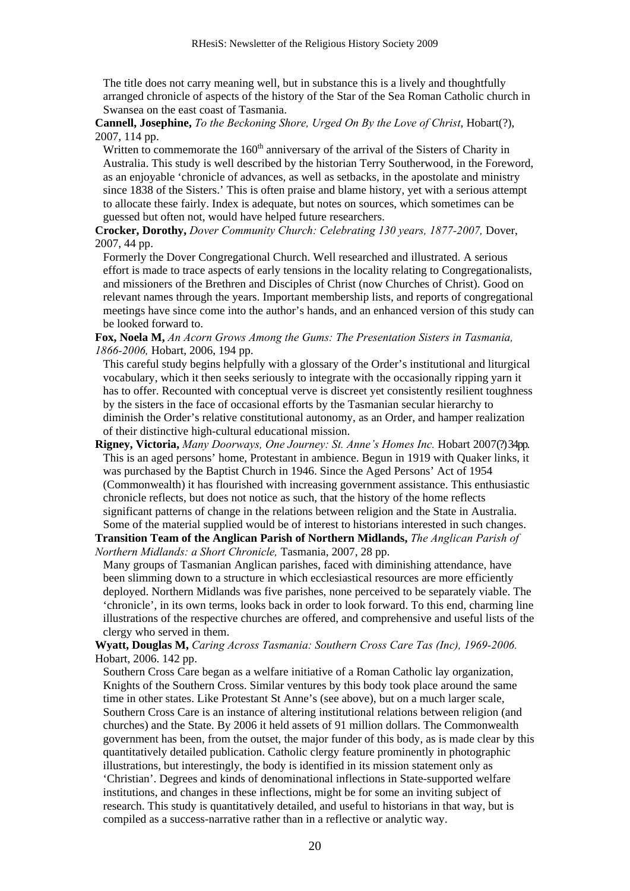The title does not carry meaning well, but in substance this is a lively and thoughtfully arranged chronicle of aspects of the history of the Star of the Sea Roman Catholic church in Swansea on the east coast of Tasmania.

**Cannell, Josephine,** *To the Beckoning Shore, Urged On By the Love of Christ*, Hobart(?), 2007, 114 pp.

Written to commemorate the 160th anniversary of the arrival of the Sisters of Charity in Australia. This study is well described by the historian Terry Southerwood, in the Foreword, as an enjoyable 'chronicle of advances, as well as setbacks, in the apostolate and ministry since 1838 of the Sisters.' This is often praise and blame history, yet with a serious attempt to allocate these fairly. Index is adequate, but notes on sources, which sometimes can be guessed but often not, would have helped future researchers.

**Crocker, Dorothy,** *Dover Community Church: Celebrating 130 years, 1877-2007,* Dover, 2007, 44 pp.

Formerly the Dover Congregational Church. Well researched and illustrated. A serious effort is made to trace aspects of early tensions in the locality relating to Congregationalists, and missioners of the Brethren and Disciples of Christ (now Churches of Christ). Good on relevant names through the years. Important membership lists, and reports of congregational meetings have since come into the author's hands, and an enhanced version of this study can be looked forward to.

**Fox, Noela M,** *An Acorn Grows Among the Gums: The Presentation Sisters in Tasmania, 1866-2006,* Hobart, 2006, 194 pp.

This careful study begins helpfully with a glossary of the Order's institutional and liturgical vocabulary, which it then seeks seriously to integrate with the occasionally ripping yarn it has to offer. Recounted with conceptual verve is discreet yet consistently resilient toughness by the sisters in the face of occasional efforts by the Tasmanian secular hierarchy to diminish the Order's relative constitutional autonomy, as an Order, and hamper realization of their distinctive high-cultural educational mission.

**Rigney, Victoria,** *Many Doorways, One Journey: St. Anne's Homes Inc.* Hobart 2007(?) 34pp.

This is an aged persons' home, Protestant in ambience. Begun in 1919 with Quaker links, it was purchased by the Baptist Church in 1946. Since the Aged Persons' Act of 1954 (Commonwealth) it has flourished with increasing government assistance. This enthusiastic chronicle reflects, but does not notice as such, that the history of the home reflects significant patterns of change in the relations between religion and the State in Australia. Some of the material supplied would be of interest to historians interested in such changes.

**Transition Team of the Anglican Parish of Northern Midlands,** *The Anglican Parish of Northern Midlands: a Short Chronicle,* Tasmania, 2007, 28 pp.

Many groups of Tasmanian Anglican parishes, faced with diminishing attendance, have been slimming down to a structure in which ecclesiastical resources are more efficiently deployed. Northern Midlands was five parishes, none perceived to be separately viable. The 'chronicle', in its own terms, looks back in order to look forward. To this end, charming line illustrations of the respective churches are offered, and comprehensive and useful lists of the clergy who served in them.

**Wyatt, Douglas M,** *Caring Across Tasmania: Southern Cross Care Tas (Inc), 1969-2006.* Hobart, 2006. 142 pp.

Southern Cross Care began as a welfare initiative of a Roman Catholic lay organization, Knights of the Southern Cross. Similar ventures by this body took place around the same time in other states. Like Protestant St Anne's (see above), but on a much larger scale, Southern Cross Care is an instance of altering institutional relations between religion (and churches) and the State. By 2006 it held assets of 91 million dollars. The Commonwealth government has been, from the outset, the major funder of this body, as is made clear by this quantitatively detailed publication. Catholic clergy feature prominently in photographic illustrations, but interestingly, the body is identified in its mission statement only as 'Christian'. Degrees and kinds of denominational inflections in State-supported welfare institutions, and changes in these inflections, might be for some an inviting subject of research. This study is quantitatively detailed, and useful to historians in that way, but is compiled as a success-narrative rather than in a reflective or analytic way.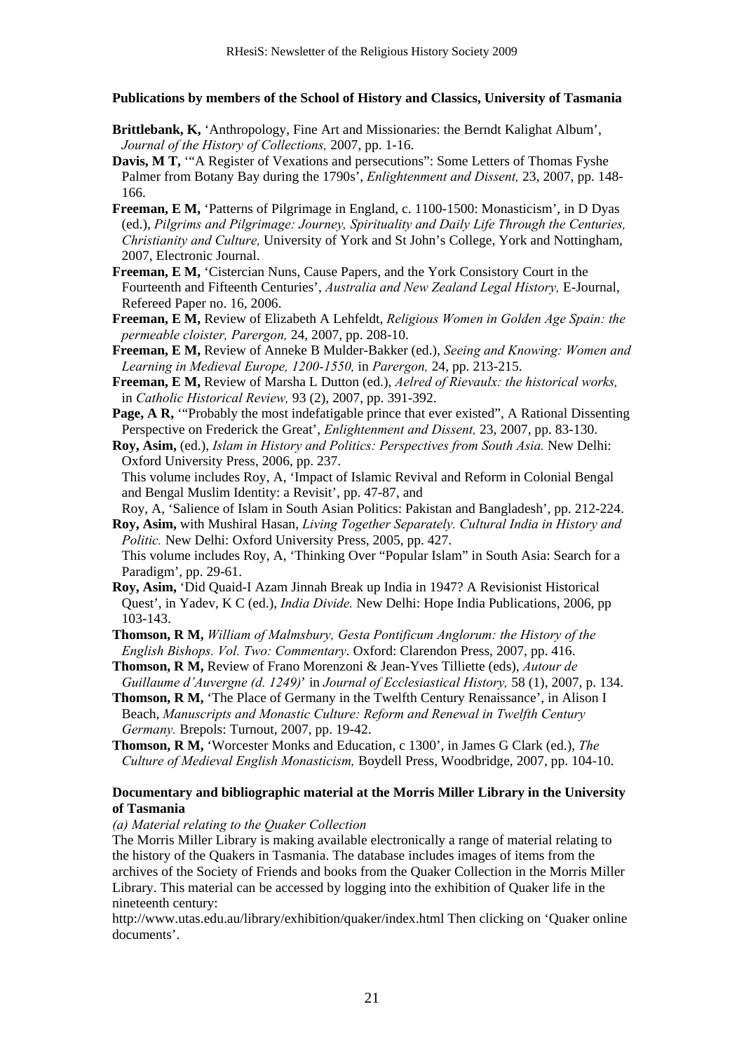### Publications by members of the School of History and Classics, University of Tasmania

**Brittlebank, K,** 'Anthropology, Fine Art and Missionaries: the Berndt Kalighat Album', *Journal of the History of Collections,* 2007, pp. 1-16.

**Davis, M T,** '"A Register of Vexations and persecutions": Some Letters of Thomas Fyshe Palmer from Botany Bay during the 1790s', *Enlightenment and Dissent,* 23, 2007, pp. 148-166.

**Freeman, E M,** 'Patterns of Pilgrimage in England, c. 1100-1500: Monasticism', in D Dyas (ed.), *Pilgrims and Pilgrimage: Journey, Spirituality and Daily Life Through the Centuries, Christianity and Culture,* University of York and St John's College, York and Nottingham, 2007, Electronic Journal.

**Freeman, E M,** 'Cistercian Nuns, Cause Papers, and the York Consistory Court in the Fourteenth and Fifteenth Centuries', *Australia and New Zealand Legal History,* E-Journal, Refereed Paper no. 16, 2006.

**Freeman, E M,** Review of Elizabeth A Lehfeldt, *Religious Women in Golden Age Spain: the permeable cloister, Parergon,* 24, 2007, pp. 208-10.

**Freeman, E M,** Review of Anneke B Mulder-Bakker (ed.), *Seeing and Knowing: Women and Learning in Medieval Europe, 1200-1550,* in *Parergon,* 24, pp. 213-215.

**Freeman, E M,** Review of Marsha L Dutton (ed.), *Aelred of Rievaulx: the historical works,* in *Catholic Historical Review,* 93 (2), 2007, pp. 391-392.

**Page, A R,** '"Probably the most indefatigable prince that ever existed", A Rational Dissenting Perspective on Frederick the Great', *Enlightenment and Dissent,* 23, 2007, pp. 83-130.

**Roy, Asim,** (ed.), *Islam in History and Politics: Perspectives from South Asia.* New Delhi: Oxford University Press, 2006, pp. 237.
This volume includes Roy, A, 'Impact of Islamic Revival and Reform in Colonial Bengal and Bengal Muslim Identity: a Revisit', pp. 47-87, and
Roy, A, 'Salience of Islam in South Asian Politics: Pakistan and Bangladesh', pp. 212-224.

**Roy, Asim,** with Mushiral Hasan, *Living Together Separately. Cultural India in History and Politic.* New Delhi: Oxford University Press, 2005, pp. 427.
This volume includes Roy, A, 'Thinking Over "Popular Islam" in South Asia: Search for a Paradigm', pp. 29-61.

**Roy, Asim,** 'Did Quaid-I Azam Jinnah Break up India in 1947? A Revisionist Historical Quest', in Yadev, K C (ed.), *India Divide.* New Delhi: Hope India Publications, 2006, pp 103-143.

**Thomson, R M,** *William of Malmsbury, Gesta Pontificum Anglorum: the History of the English Bishops. Vol. Two: Commentary*. Oxford: Clarendon Press, 2007, pp. 416.

**Thomson, R M,** Review of Frano Morenzoni & Jean-Yves Tilliette (eds), *Autour de Guillaume d'Auvergne (d. 1249)*' in *Journal of Ecclesiastical History,* 58 (1), 2007, p. 134.

**Thomson, R M,** 'The Place of Germany in the Twelfth Century Renaissance', in Alison I Beach, *Manuscripts and Monastic Culture: Reform and Renewal in Twelfth Century Germany.* Brepols: Turnout, 2007, pp. 19-42.

**Thomson, R M,** 'Worcester Monks and Education, c 1300', in James G Clark (ed.), *The Culture of Medieval English Monasticism,* Boydell Press, Woodbridge, 2007, pp. 104-10.

### Documentary and bibliographic material at the Morris Miller Library in the University of Tasmania

*(a) Material relating to the Quaker Collection*

The Morris Miller Library is making available electronically a range of material relating to the history of the Quakers in Tasmania. The database includes images of items from the archives of the Society of Friends and books from the Quaker Collection in the Morris Miller Library. This material can be accessed by logging into the exhibition of Quaker life in the nineteenth century:
http://www.utas.edu.au/library/exhibition/quaker/index.html Then clicking on 'Quaker online documents'.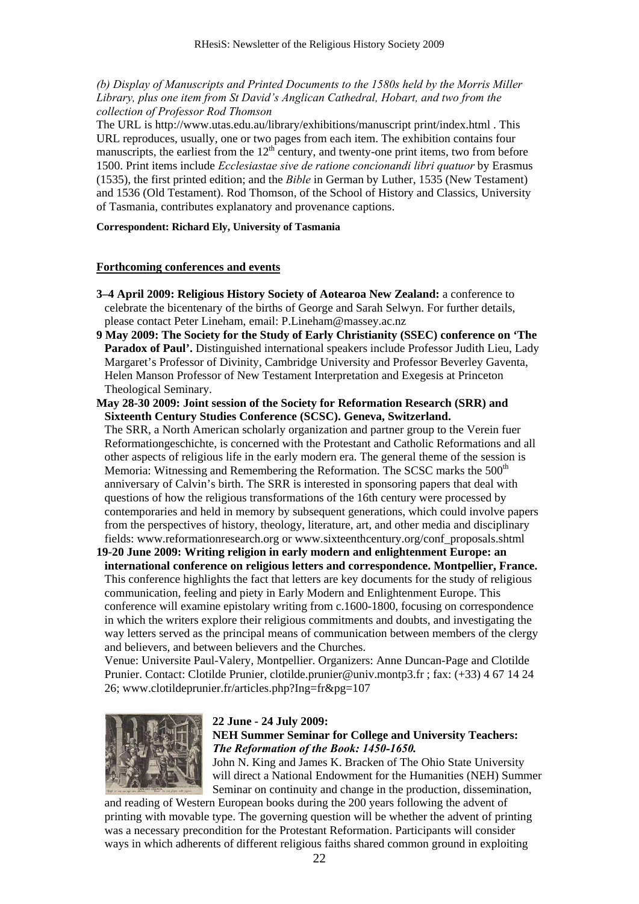*(b) Display of Manuscripts and Printed Documents to the 1580s held by the Morris Miller Library, plus one item from St David's Anglican Cathedral, Hobart, and two from the collection of Professor Rod Thomson*

The URL is http://www.utas.edu.au/library/exhibitions/manuscript print/index.html . This URL reproduces, usually, one or two pages from each item. The exhibition contains four manuscripts, the earliest from the 12th century, and twenty-one print items, two from before 1500. Print items include *Ecclesiastae sive de ratione concionandi libri quatuor* by Erasmus (1535), the first printed edition; and the *Bible* in German by Luther, 1535 (New Testament) and 1536 (Old Testament). Rod Thomson, of the School of History and Classics, University of Tasmania, contributes explanatory and provenance captions.

**Correspondent: Richard Ely, University of Tasmania**

## Forthcoming conferences and events

**3–4 April 2009: Religious History Society of Aotearoa New Zealand:** a conference to celebrate the bicentenary of the births of George and Sarah Selwyn. For further details, please contact Peter Lineham, email: P.Lineham@massey.ac.nz

**9 May 2009: The Society for the Study of Early Christianity (SSEC) conference on 'The Paradox of Paul'.** Distinguished international speakers include Professor Judith Lieu, Lady Margaret's Professor of Divinity, Cambridge University and Professor Beverley Gaventa, Helen Manson Professor of New Testament Interpretation and Exegesis at Princeton Theological Seminary.

**May 28-30 2009: Joint session of the Society for Reformation Research (SRR) and Sixteenth Century Studies Conference (SCSC). Geneva, Switzerland.**
The SRR, a North American scholarly organization and partner group to the Verein fuer Reformationgeschichte, is concerned with the Protestant and Catholic Reformations and all other aspects of religious life in the early modern era. The general theme of the session is Memoria: Witnessing and Remembering the Reformation. The SCSC marks the 500th anniversary of Calvin's birth. The SRR is interested in sponsoring papers that deal with questions of how the religious transformations of the 16th century were processed by contemporaries and held in memory by subsequent generations, which could involve papers from the perspectives of history, theology, literature, art, and other media and disciplinary fields: www.reformationresearch.org or www.sixteenthcentury.org/conf_proposals.shtml

**19-20 June 2009: Writing religion in early modern and enlightenment Europe: an international conference on religious letters and correspondence. Montpellier, France.**
This conference highlights the fact that letters are key documents for the study of religious communication, feeling and piety in Early Modern and Enlightenment Europe. This conference will examine epistolary writing from c.1600-1800, focusing on correspondence in which the writers explore their religious commitments and doubts, and investigating the way letters served as the principal means of communication between members of the clergy and believers, and between believers and the Churches.
Venue: Universite Paul-Valery, Montpellier. Organizers: Anne Duncan-Page and Clotilde Prunier. Contact: Clotilde Prunier, clotilde.prunier@univ.montp3.fr ; fax: (+33) 4 67 14 24 26; www.clotildeprunier.fr/articles.php?Ing=fr&pg=107

**22 June - 24 July 2009:**
**NEH Summer Seminar for College and University Teachers: *The Reformation of the Book: 1450-1650.***
John N. King and James K. Bracken of The Ohio State University will direct a National Endowment for the Humanities (NEH) Summer Seminar on continuity and change in the production, dissemination, and reading of Western European books during the 200 years following the advent of printing with movable type. The governing question will be whether the advent of printing was a necessary precondition for the Protestant Reformation. Participants will consider ways in which adherents of different religious faiths shared common ground in exploiting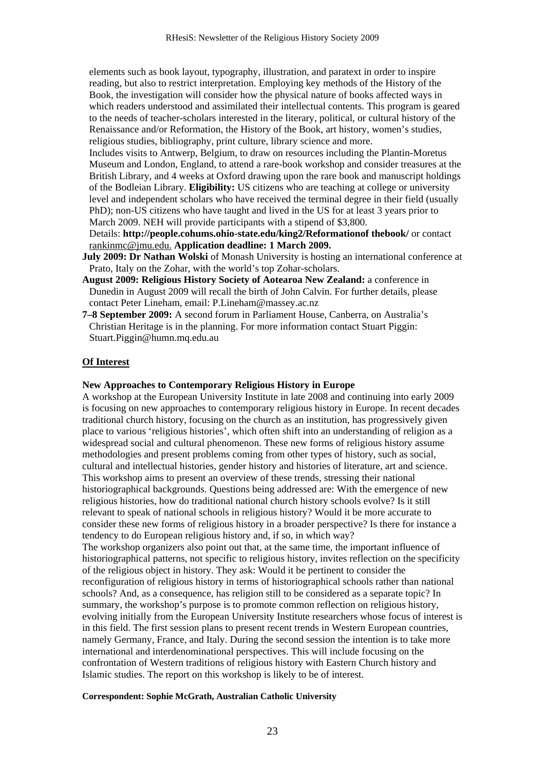elements such as book layout, typography, illustration, and paratext in order to inspire reading, but also to restrict interpretation. Employing key methods of the History of the Book, the investigation will consider how the physical nature of books affected ways in which readers understood and assimilated their intellectual contents. This program is geared to the needs of teacher-scholars interested in the literary, political, or cultural history of the Renaissance and/or Reformation, the History of the Book, art history, women's studies, religious studies, bibliography, print culture, library science and more.
Includes visits to Antwerp, Belgium, to draw on resources including the Plantin-Moretus Museum and London, England, to attend a rare-book workshop and consider treasures at the British Library, and 4 weeks at Oxford drawing upon the rare book and manuscript holdings of the Bodleian Library. **Eligibility:** US citizens who are teaching at college or university level and independent scholars who have received the terminal degree in their field (usually PhD); non-US citizens who have taught and lived in the US for at least 3 years prior to March 2009. NEH will provide participants with a stipend of $3,800.
Details: **http://people.cohums.ohio-state.edu/king2/Reformationof thebook/** or contact rankinmc@jmu.edu. **Application deadline: 1 March 2009.**

**July 2009: Dr Nathan Wolski** of Monash University is hosting an international conference at Prato, Italy on the Zohar, with the world's top Zohar-scholars.

**August 2009: Religious History Society of Aotearoa New Zealand:** a conference in Dunedin in August 2009 will recall the birth of John Calvin. For further details, please contact Peter Lineham, email: P.Lineham@massey.ac.nz

**7–8 September 2009:** A second forum in Parliament House, Canberra, on Australia's Christian Heritage is in the planning. For more information contact Stuart Piggin: Stuart.Piggin@humn.mq.edu.au

## Of Interest

### New Approaches to Contemporary Religious History in Europe

A workshop at the European University Institute in late 2008 and continuing into early 2009 is focusing on new approaches to contemporary religious history in Europe. In recent decades traditional church history, focusing on the church as an institution, has progressively given place to various 'religious histories', which often shift into an understanding of religion as a widespread social and cultural phenomenon. These new forms of religious history assume methodologies and present problems coming from other types of history, such as social, cultural and intellectual histories, gender history and histories of literature, art and science. This workshop aims to present an overview of these trends, stressing their national historiographical backgrounds. Questions being addressed are: With the emergence of new religious histories, how do traditional national church history schools evolve? Is it still relevant to speak of national schools in religious history? Would it be more accurate to consider these new forms of religious history in a broader perspective? Is there for instance a tendency to do European religious history and, if so, in which way?

The workshop organizers also point out that, at the same time, the important influence of historiographical patterns, not specific to religious history, invites reflection on the specificity of the religious object in history. They ask: Would it be pertinent to consider the reconfiguration of religious history in terms of historiographical schools rather than national schools? And, as a consequence, has religion still to be considered as a separate topic? In summary, the workshop's purpose is to promote common reflection on religious history, evolving initially from the European University Institute researchers whose focus of interest is in this field. The first session plans to present recent trends in Western European countries, namely Germany, France, and Italy. During the second session the intention is to take more international and interdenominational perspectives. This will include focusing on the confrontation of Western traditions of religious history with Eastern Church history and Islamic studies. The report on this workshop is likely to be of interest.

**Correspondent: Sophie McGrath, Australian Catholic University**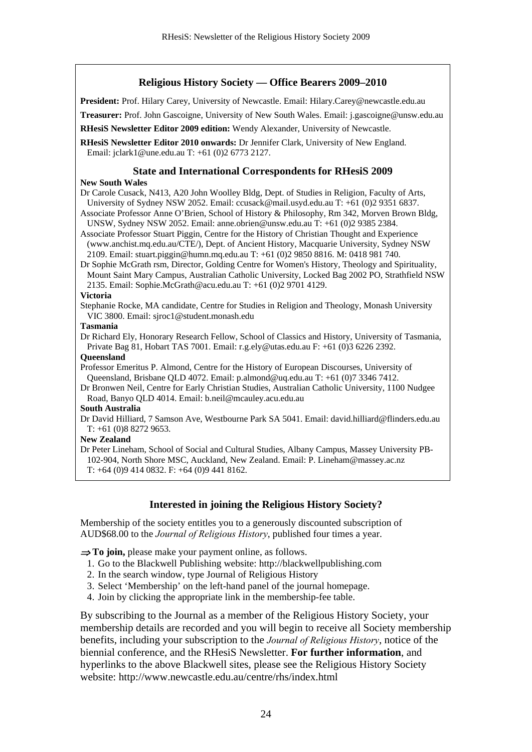## Religious History Society — Office Bearers 2009–2010

**President:** Prof. Hilary Carey, University of Newcastle. Email: Hilary.Carey@newcastle.edu.au

**Treasurer:** Prof. John Gascoigne, University of New South Wales. Email: j.gascoigne@unsw.edu.au

**RHesiS Newsletter Editor 2009 edition:** Wendy Alexander, University of Newcastle.

**RHesiS Newsletter Editor 2010 onwards:** Dr Jennifer Clark, University of New England. Email: jclark1@une.edu.au T: +61 (0)2 6773 2127.

## State and International Correspondents for RHesiS 2009

**New South Wales**

Dr Carole Cusack, N413, A20 John Woolley Bldg, Dept. of Studies in Religion, Faculty of Arts, University of Sydney NSW 2052. Email: ccusack@mail.usyd.edu.au T: +61 (0)2 9351 6837.

Associate Professor Anne O'Brien, School of History & Philosophy, Rm 342, Morven Brown Bldg, UNSW, Sydney NSW 2052. Email: anne.obrien@unsw.edu.au T: +61 (0)2 9385 2384.

Associate Professor Stuart Piggin, Centre for the History of Christian Thought and Experience (www.anchist.mq.edu.au/CTE/), Dept. of Ancient History, Macquarie University, Sydney NSW 2109. Email: stuart.piggin@humn.mq.edu.au T: +61 (0)2 9850 8816. M: 0418 981 740.

Dr Sophie McGrath rsm, Director, Golding Centre for Women's History, Theology and Spirituality, Mount Saint Mary Campus, Australian Catholic University, Locked Bag 2002 PO, Strathfield NSW 2135. Email: Sophie.McGrath@acu.edu.au T: +61 (0)2 9701 4129.

**Victoria**

Stephanie Rocke, MA candidate, Centre for Studies in Religion and Theology, Monash University VIC 3800. Email: sjroc1@student.monash.edu

**Tasmania**

Dr Richard Ely, Honorary Research Fellow, School of Classics and History, University of Tasmania, Private Bag 81, Hobart TAS 7001. Email: r.g.ely@utas.edu.au F: +61 (0)3 6226 2392.

**Queensland**

Professor Emeritus P. Almond, Centre for the History of European Discourses, University of Queensland, Brisbane QLD 4072. Email: p.almond@uq.edu.au T: +61 (0)7 3346 7412.

Dr Bronwen Neil, Centre for Early Christian Studies, Australian Catholic University, 1100 Nudgee Road, Banyo QLD 4014. Email: b.neil@mcauley.acu.edu.au

**South Australia**

Dr David Hilliard, 7 Samson Ave, Westbourne Park SA 5041. Email: david.hilliard@flinders.edu.au T: +61 (0)8 8272 9653.

**New Zealand**

Dr Peter Lineham, School of Social and Cultural Studies, Albany Campus, Massey University PB-102-904, North Shore MSC, Auckland, New Zealand. Email: P. Lineham@massey.ac.nz T: +64 (0)9 414 0832. F: +64 (0)9 441 8162.

## Interested in joining the Religious History Society?

Membership of the society entitles you to a generously discounted subscription of AUD$68.00 to the *Journal of Religious History*, published four times a year.

⇒ **To join,** please make your payment online, as follows.

1. Go to the Blackwell Publishing website: http://blackwellpublishing.com
2. In the search window, type Journal of Religious History
3. Select 'Membership' on the left-hand panel of the journal homepage.
4. Join by clicking the appropriate link in the membership-fee table.

By subscribing to the Journal as a member of the Religious History Society, your membership details are recorded and you will begin to receive all Society membership benefits, including your subscription to the *Journal of Religious History*, notice of the biennial conference, and the RHesiS Newsletter. **For further information**, and hyperlinks to the above Blackwell sites, please see the Religious History Society website: http://www.newcastle.edu.au/centre/rhs/index.html